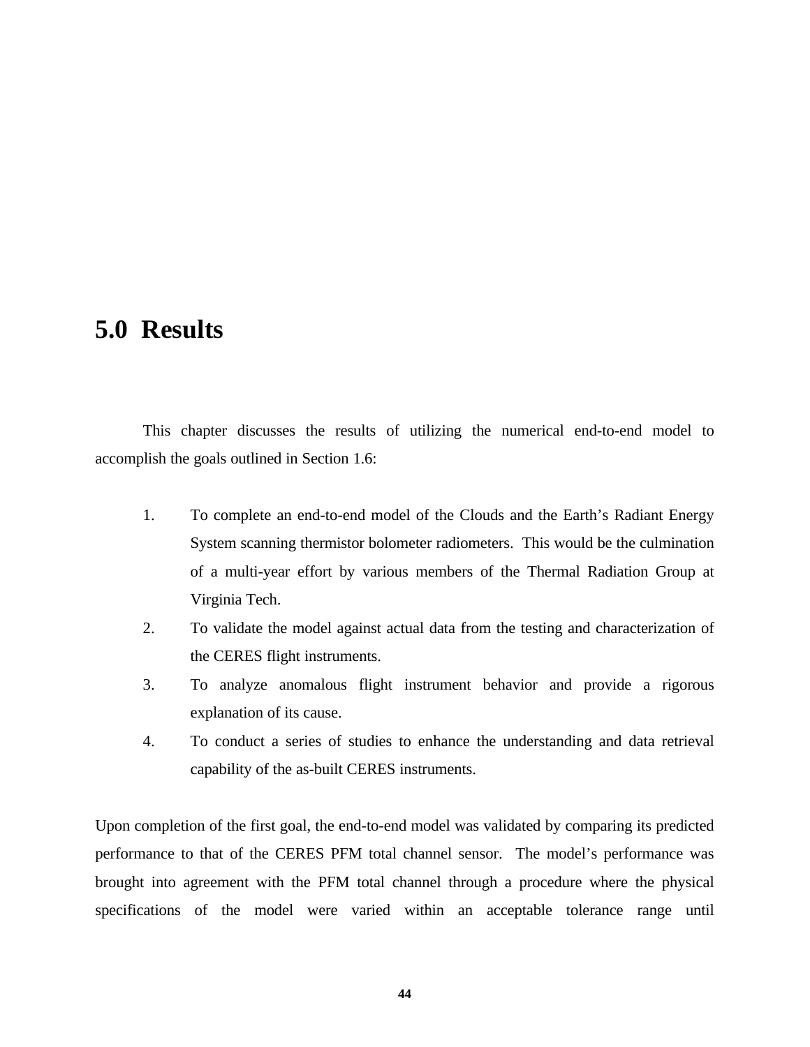# 5.0 Results

This chapter discusses the results of utilizing the numerical end-to-end model to accomplish the goals outlined in Section 1.6:

1. To complete an end-to-end model of the Clouds and the Earth's Radiant Energy System scanning thermistor bolometer radiometers. This would be the culmination of a multi-year effort by various members of the Thermal Radiation Group at Virginia Tech.
2. To validate the model against actual data from the testing and characterization of the CERES flight instruments.
3. To analyze anomalous flight instrument behavior and provide a rigorous explanation of its cause.
4. To conduct a series of studies to enhance the understanding and data retrieval capability of the as-built CERES instruments.

Upon completion of the first goal, the end-to-end model was validated by comparing its predicted performance to that of the CERES PFM total channel sensor. The model's performance was brought into agreement with the PFM total channel through a procedure where the physical specifications of the model were varied within an acceptable tolerance range until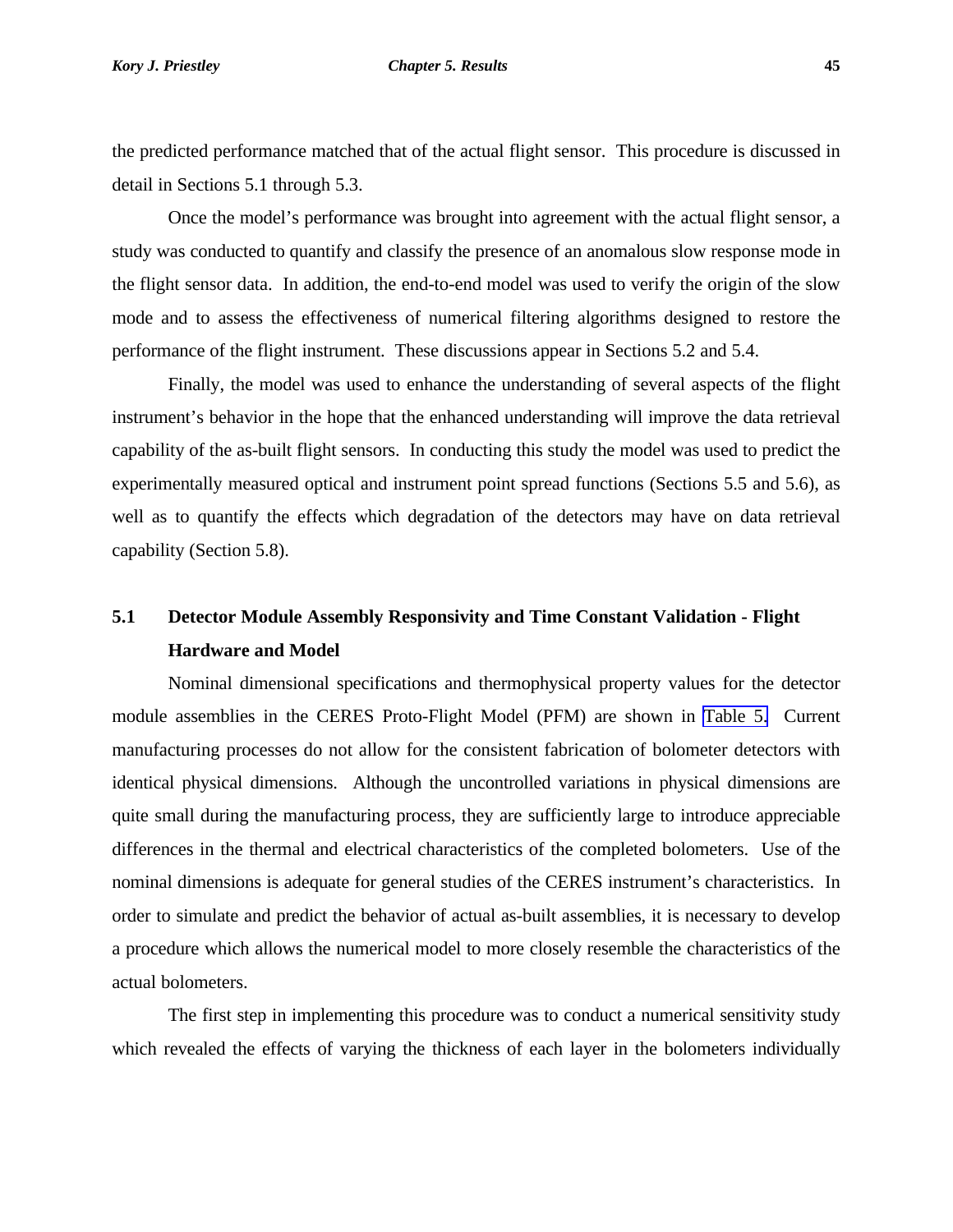the predicted performance matched that of the actual flight sensor. This procedure is discussed in detail in Sections 5.1 through 5.3.

Once the model's performance was brought into agreement with the actual flight sensor, a study was conducted to quantify and classify the presence of an anomalous slow response mode in the flight sensor data. In addition, the end-to-end model was used to verify the origin of the slow mode and to assess the effectiveness of numerical filtering algorithms designed to restore the performance of the flight instrument. These discussions appear in Sections 5.2 and 5.4.

Finally, the model was used to enhance the understanding of several aspects of the flight instrument's behavior in the hope that the enhanced understanding will improve the data retrieval capability of the as-built flight sensors. In conducting this study the model was used to predict the experimentally measured optical and instrument point spread functions (Sections 5.5 and 5.6), as well as to quantify the effects which degradation of the detectors may have on data retrieval capability (Section 5.8).

## 5.1 Detector Module Assembly Responsivity and Time Constant Validation - Flight Hardware and Model

Nominal dimensional specifications and thermophysical property values for the detector module assemblies in the CERES Proto-Flight Model (PFM) are shown in Table 5. Current manufacturing processes do not allow for the consistent fabrication of bolometer detectors with identical physical dimensions. Although the uncontrolled variations in physical dimensions are quite small during the manufacturing process, they are sufficiently large to introduce appreciable differences in the thermal and electrical characteristics of the completed bolometers. Use of the nominal dimensions is adequate for general studies of the CERES instrument's characteristics. In order to simulate and predict the behavior of actual as-built assemblies, it is necessary to develop a procedure which allows the numerical model to more closely resemble the characteristics of the actual bolometers.

The first step in implementing this procedure was to conduct a numerical sensitivity study which revealed the effects of varying the thickness of each layer in the bolometers individually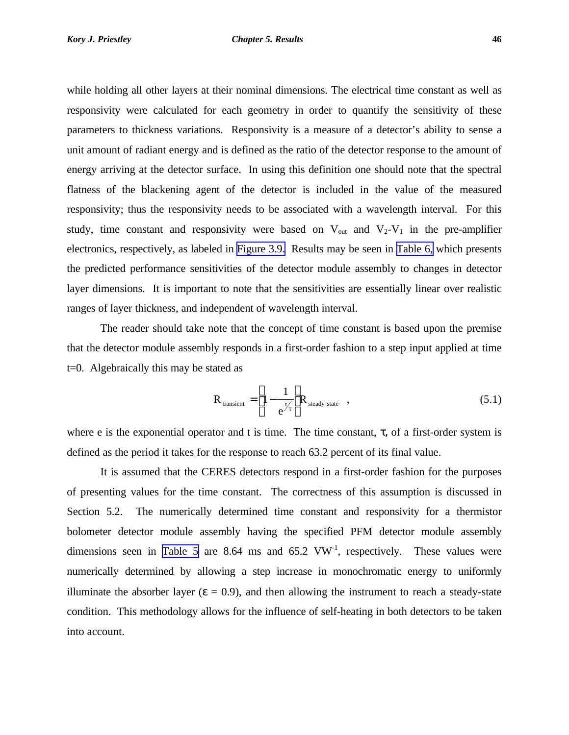while holding all other layers at their nominal dimensions. The electrical time constant as well as responsivity were calculated for each geometry in order to quantify the sensitivity of these parameters to thickness variations. Responsivity is a measure of a detector's ability to sense a unit amount of radiant energy and is defined as the ratio of the detector response to the amount of energy arriving at the detector surface. In using this definition one should note that the spectral flatness of the blackening agent of the detector is included in the value of the measured responsivity; thus the responsivity needs to be associated with a wavelength interval. For this study, time constant and responsivity were based on $V_{out}$ and $V_2$-$V_1$ in the pre-amplifier electronics, respectively, as labeled in Figure 3.9. Results may be seen in Table 6, which presents the predicted performance sensitivities of the detector module assembly to changes in detector layer dimensions. It is important to note that the sensitivities are essentially linear over realistic ranges of layer thickness, and independent of wavelength interval.

The reader should take note that the concept of time constant is based upon the premise that the detector module assembly responds in a first-order fashion to a step input applied at time t=0. Algebraically this may be stated as

$$R_{\text{transient}} = \left(1 - \frac{1}{e^{t/\tau}}\right) R_{\text{steady state}} \quad , \tag{5.1}$$

where e is the exponential operator and t is time. The time constant, $\tau$, of a first-order system is defined as the period it takes for the response to reach 63.2 percent of its final value.

It is assumed that the CERES detectors respond in a first-order fashion for the purposes of presenting values for the time constant. The correctness of this assumption is discussed in Section 5.2. The numerically determined time constant and responsivity for a thermistor bolometer detector module assembly having the specified PFM detector module assembly dimensions seen in Table 5 are 8.64 ms and 65.2 $VW^{-1}$, respectively. These values were numerically determined by allowing a step increase in monochromatic energy to uniformly illuminate the absorber layer ($\varepsilon = 0.9$), and then allowing the instrument to reach a steady-state condition. This methodology allows for the influence of self-heating in both detectors to be taken into account.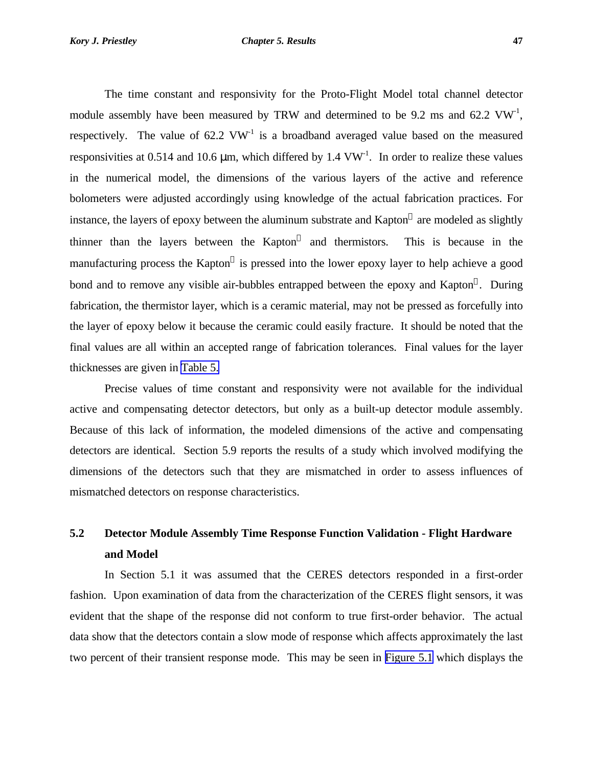The time constant and responsivity for the Proto-Flight Model total channel detector module assembly have been measured by TRW and determined to be 9.2 ms and 62.2 $VW^{-1}$, respectively. The value of 62.2 $VW^{-1}$ is a broadband averaged value based on the measured responsivities at 0.514 and 10.6 μm, which differed by 1.4 $VW^{-1}$. In order to realize these values in the numerical model, the dimensions of the various layers of the active and reference bolometers were adjusted accordingly using knowledge of the actual fabrication practices. For instance, the layers of epoxy between the aluminum substrate and Kapton® are modeled as slightly thinner than the layers between the Kapton® and thermistors. This is because in the manufacturing process the Kapton® is pressed into the lower epoxy layer to help achieve a good bond and to remove any visible air-bubbles entrapped between the epoxy and Kapton®. During fabrication, the thermistor layer, which is a ceramic material, may not be pressed as forcefully into the layer of epoxy below it because the ceramic could easily fracture. It should be noted that the final values are all within an accepted range of fabrication tolerances. Final values for the layer thicknesses are given in Table 5.

Precise values of time constant and responsivity were not available for the individual active and compensating detector detectors, but only as a built-up detector module assembly. Because of this lack of information, the modeled dimensions of the active and compensating detectors are identical. Section 5.9 reports the results of a study which involved modifying the dimensions of the detectors such that they are mismatched in order to assess influences of mismatched detectors on response characteristics.

## 5.2 Detector Module Assembly Time Response Function Validation - Flight Hardware and Model

In Section 5.1 it was assumed that the CERES detectors responded in a first-order fashion. Upon examination of data from the characterization of the CERES flight sensors, it was evident that the shape of the response did not conform to true first-order behavior. The actual data show that the detectors contain a slow mode of response which affects approximately the last two percent of their transient response mode. This may be seen in Figure 5.1 which displays the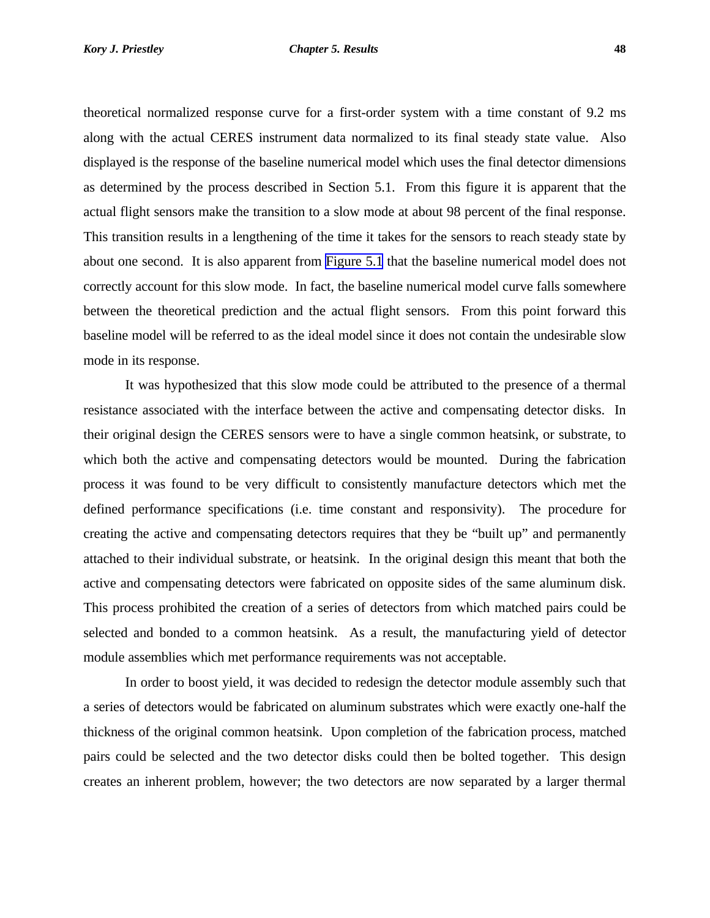theoretical normalized response curve for a first-order system with a time constant of 9.2 ms along with the actual CERES instrument data normalized to its final steady state value. Also displayed is the response of the baseline numerical model which uses the final detector dimensions as determined by the process described in Section 5.1. From this figure it is apparent that the actual flight sensors make the transition to a slow mode at about 98 percent of the final response. This transition results in a lengthening of the time it takes for the sensors to reach steady state by about one second. It is also apparent from Figure 5.1 that the baseline numerical model does not correctly account for this slow mode. In fact, the baseline numerical model curve falls somewhere between the theoretical prediction and the actual flight sensors. From this point forward this baseline model will be referred to as the ideal model since it does not contain the undesirable slow mode in its response.

It was hypothesized that this slow mode could be attributed to the presence of a thermal resistance associated with the interface between the active and compensating detector disks. In their original design the CERES sensors were to have a single common heatsink, or substrate, to which both the active and compensating detectors would be mounted. During the fabrication process it was found to be very difficult to consistently manufacture detectors which met the defined performance specifications (i.e. time constant and responsivity). The procedure for creating the active and compensating detectors requires that they be "built up" and permanently attached to their individual substrate, or heatsink. In the original design this meant that both the active and compensating detectors were fabricated on opposite sides of the same aluminum disk. This process prohibited the creation of a series of detectors from which matched pairs could be selected and bonded to a common heatsink. As a result, the manufacturing yield of detector module assemblies which met performance requirements was not acceptable.

In order to boost yield, it was decided to redesign the detector module assembly such that a series of detectors would be fabricated on aluminum substrates which were exactly one-half the thickness of the original common heatsink. Upon completion of the fabrication process, matched pairs could be selected and the two detector disks could then be bolted together. This design creates an inherent problem, however; the two detectors are now separated by a larger thermal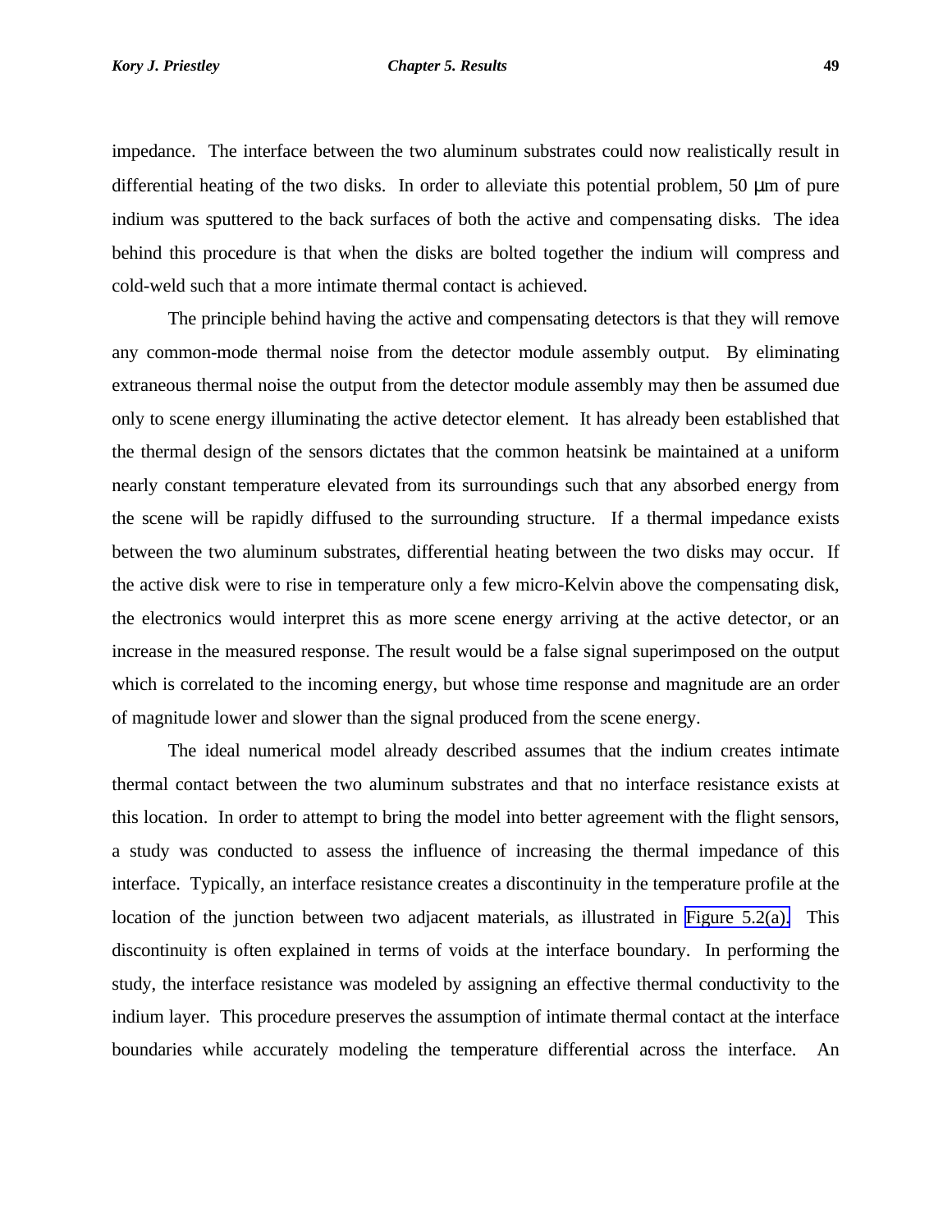impedance. The interface between the two aluminum substrates could now realistically result in differential heating of the two disks. In order to alleviate this potential problem, 50 μm of pure indium was sputtered to the back surfaces of both the active and compensating disks. The idea behind this procedure is that when the disks are bolted together the indium will compress and cold-weld such that a more intimate thermal contact is achieved.

The principle behind having the active and compensating detectors is that they will remove any common-mode thermal noise from the detector module assembly output. By eliminating extraneous thermal noise the output from the detector module assembly may then be assumed due only to scene energy illuminating the active detector element. It has already been established that the thermal design of the sensors dictates that the common heatsink be maintained at a uniform nearly constant temperature elevated from its surroundings such that any absorbed energy from the scene will be rapidly diffused to the surrounding structure. If a thermal impedance exists between the two aluminum substrates, differential heating between the two disks may occur. If the active disk were to rise in temperature only a few micro-Kelvin above the compensating disk, the electronics would interpret this as more scene energy arriving at the active detector, or an increase in the measured response. The result would be a false signal superimposed on the output which is correlated to the incoming energy, but whose time response and magnitude are an order of magnitude lower and slower than the signal produced from the scene energy.

The ideal numerical model already described assumes that the indium creates intimate thermal contact between the two aluminum substrates and that no interface resistance exists at this location. In order to attempt to bring the model into better agreement with the flight sensors, a study was conducted to assess the influence of increasing the thermal impedance of this interface. Typically, an interface resistance creates a discontinuity in the temperature profile at the location of the junction between two adjacent materials, as illustrated in Figure 5.2(a). This discontinuity is often explained in terms of voids at the interface boundary. In performing the study, the interface resistance was modeled by assigning an effective thermal conductivity to the indium layer. This procedure preserves the assumption of intimate thermal contact at the interface boundaries while accurately modeling the temperature differential across the interface. An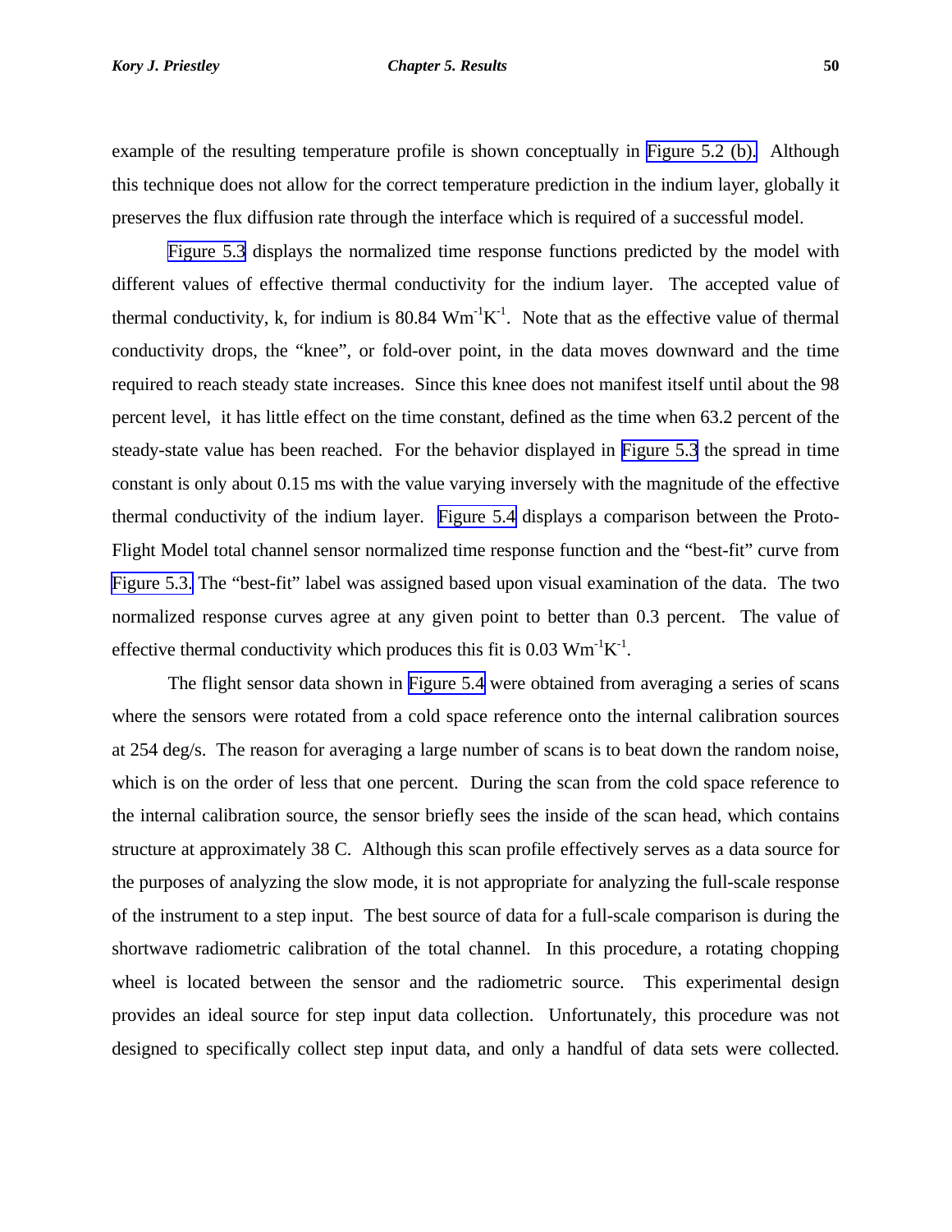example of the resulting temperature profile is shown conceptually in Figure 5.2 (b). Although this technique does not allow for the correct temperature prediction in the indium layer, globally it preserves the flux diffusion rate through the interface which is required of a successful model.

Figure 5.3 displays the normalized time response functions predicted by the model with different values of effective thermal conductivity for the indium layer. The accepted value of thermal conductivity, k, for indium is 80.84 $Wm^{-1}K^{-1}$. Note that as the effective value of thermal conductivity drops, the "knee", or fold-over point, in the data moves downward and the time required to reach steady state increases. Since this knee does not manifest itself until about the 98 percent level, it has little effect on the time constant, defined as the time when 63.2 percent of the steady-state value has been reached. For the behavior displayed in Figure 5.3 the spread in time constant is only about 0.15 ms with the value varying inversely with the magnitude of the effective thermal conductivity of the indium layer. Figure 5.4 displays a comparison between the Proto-Flight Model total channel sensor normalized time response function and the "best-fit" curve from Figure 5.3. The "best-fit" label was assigned based upon visual examination of the data. The two normalized response curves agree at any given point to better than 0.3 percent. The value of effective thermal conductivity which produces this fit is 0.03 $Wm^{-1}K^{-1}$.

The flight sensor data shown in Figure 5.4 were obtained from averaging a series of scans where the sensors were rotated from a cold space reference onto the internal calibration sources at 254 deg/s. The reason for averaging a large number of scans is to beat down the random noise, which is on the order of less that one percent. During the scan from the cold space reference to the internal calibration source, the sensor briefly sees the inside of the scan head, which contains structure at approximately 38 C. Although this scan profile effectively serves as a data source for the purposes of analyzing the slow mode, it is not appropriate for analyzing the full-scale response of the instrument to a step input. The best source of data for a full-scale comparison is during the shortwave radiometric calibration of the total channel. In this procedure, a rotating chopping wheel is located between the sensor and the radiometric source. This experimental design provides an ideal source for step input data collection. Unfortunately, this procedure was not designed to specifically collect step input data, and only a handful of data sets were collected.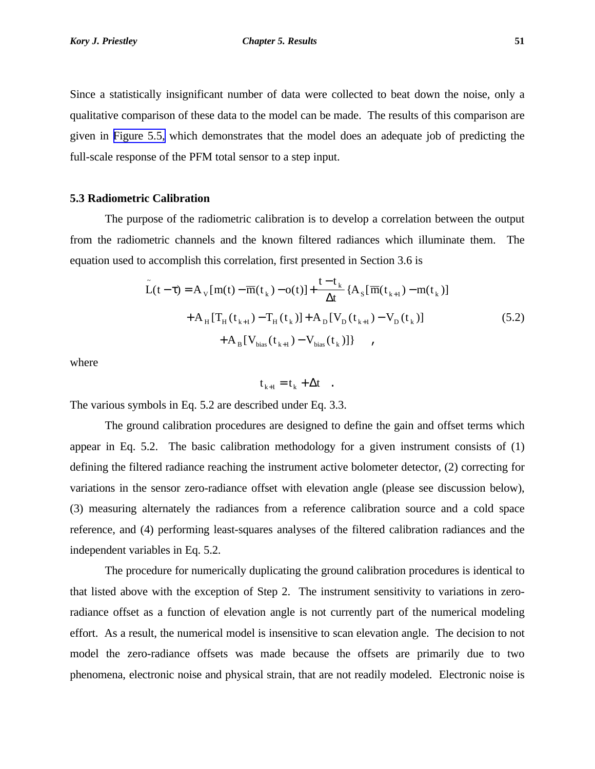Since a statistically insignificant number of data were collected to beat down the noise, only a qualitative comparison of these data to the model can be made. The results of this comparison are given in Figure 5.5, which demonstrates that the model does an adequate job of predicting the full-scale response of the PFM total sensor to a step input.

### 5.3 Radiometric Calibration

The purpose of the radiometric calibration is to develop a correlation between the output from the radiometric channels and the known filtered radiances which illuminate them. The equation used to accomplish this correlation, first presented in Section 3.6 is

$$
\begin{aligned}
\tilde{L}(t-\tau) = A_V[m(t) - \overline{m}(t_k) - o(t)] + \frac{t - t_k}{\Delta t}\{A_S[\overline{m}(t_{k+1}) - m(t_k)] \\
+ A_H[T_H(t_{k+1}) - T_H(t_k)] + A_D[V_D(t_{k+1}) - V_D(t_k)] \\
+ A_B[V_{bias}(t_{k+1}) - V_{bias}(t_k)]\} \quad ,
\end{aligned}
\tag{5.2}
$$

where

$$
t_{k+1} = t_k + \Delta t \quad .
$$

The various symbols in Eq. 5.2 are described under Eq. 3.3.

The ground calibration procedures are designed to define the gain and offset terms which appear in Eq. 5.2. The basic calibration methodology for a given instrument consists of (1) defining the filtered radiance reaching the instrument active bolometer detector, (2) correcting for variations in the sensor zero-radiance offset with elevation angle (please see discussion below), (3) measuring alternately the radiances from a reference calibration source and a cold space reference, and (4) performing least-squares analyses of the filtered calibration radiances and the independent variables in Eq. 5.2.

The procedure for numerically duplicating the ground calibration procedures is identical to that listed above with the exception of Step 2. The instrument sensitivity to variations in zero-radiance offset as a function of elevation angle is not currently part of the numerical modeling effort. As a result, the numerical model is insensitive to scan elevation angle. The decision to not model the zero-radiance offsets was made because the offsets are primarily due to two phenomena, electronic noise and physical strain, that are not readily modeled. Electronic noise is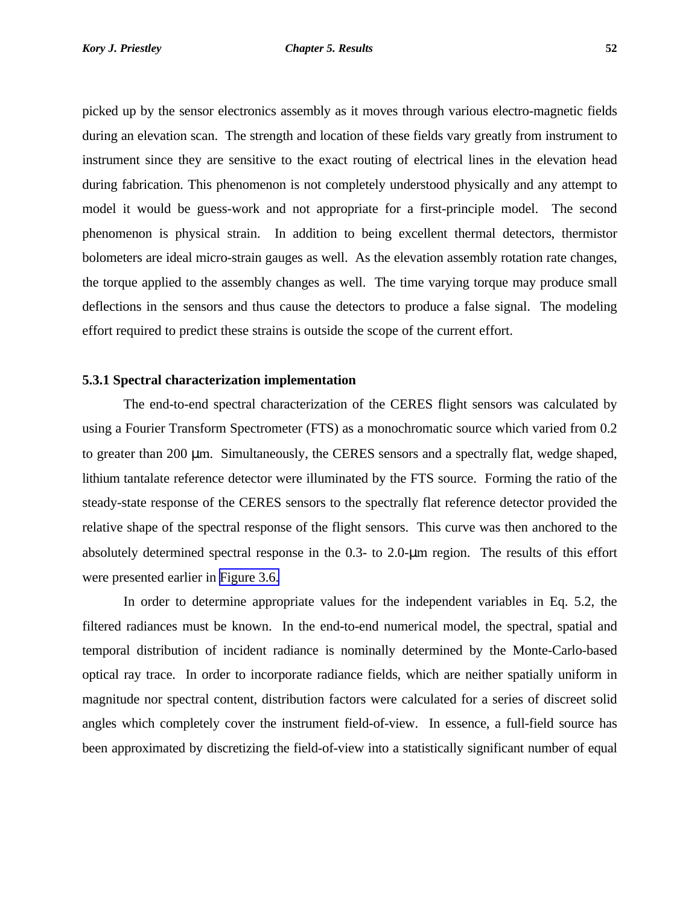picked up by the sensor electronics assembly as it moves through various electro-magnetic fields during an elevation scan. The strength and location of these fields vary greatly from instrument to instrument since they are sensitive to the exact routing of electrical lines in the elevation head during fabrication. This phenomenon is not completely understood physically and any attempt to model it would be guess-work and not appropriate for a first-principle model. The second phenomenon is physical strain. In addition to being excellent thermal detectors, thermistor bolometers are ideal micro-strain gauges as well. As the elevation assembly rotation rate changes, the torque applied to the assembly changes as well. The time varying torque may produce small deflections in the sensors and thus cause the detectors to produce a false signal. The modeling effort required to predict these strains is outside the scope of the current effort.

### 5.3.1 Spectral characterization implementation

The end-to-end spectral characterization of the CERES flight sensors was calculated by using a Fourier Transform Spectrometer (FTS) as a monochromatic source which varied from 0.2 to greater than 200 μm. Simultaneously, the CERES sensors and a spectrally flat, wedge shaped, lithium tantalate reference detector were illuminated by the FTS source. Forming the ratio of the steady-state response of the CERES sensors to the spectrally flat reference detector provided the relative shape of the spectral response of the flight sensors. This curve was then anchored to the absolutely determined spectral response in the 0.3- to 2.0-μm region. The results of this effort were presented earlier in Figure 3.6.

In order to determine appropriate values for the independent variables in Eq. 5.2, the filtered radiances must be known. In the end-to-end numerical model, the spectral, spatial and temporal distribution of incident radiance is nominally determined by the Monte-Carlo-based optical ray trace. In order to incorporate radiance fields, which are neither spatially uniform in magnitude nor spectral content, distribution factors were calculated for a series of discreet solid angles which completely cover the instrument field-of-view. In essence, a full-field source has been approximated by discretizing the field-of-view into a statistically significant number of equal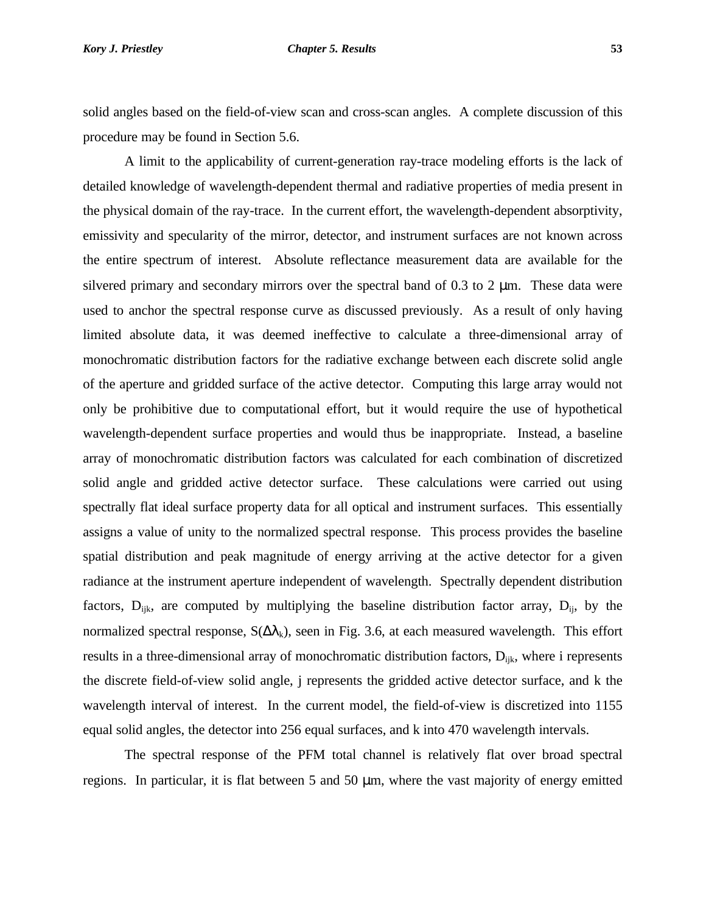solid angles based on the field-of-view scan and cross-scan angles. A complete discussion of this procedure may be found in Section 5.6.

A limit to the applicability of current-generation ray-trace modeling efforts is the lack of detailed knowledge of wavelength-dependent thermal and radiative properties of media present in the physical domain of the ray-trace. In the current effort, the wavelength-dependent absorptivity, emissivity and specularity of the mirror, detector, and instrument surfaces are not known across the entire spectrum of interest. Absolute reflectance measurement data are available for the silvered primary and secondary mirrors over the spectral band of 0.3 to 2 μm. These data were used to anchor the spectral response curve as discussed previously. As a result of only having limited absolute data, it was deemed ineffective to calculate a three-dimensional array of monochromatic distribution factors for the radiative exchange between each discrete solid angle of the aperture and gridded surface of the active detector. Computing this large array would not only be prohibitive due to computational effort, but it would require the use of hypothetical wavelength-dependent surface properties and would thus be inappropriate. Instead, a baseline array of monochromatic distribution factors was calculated for each combination of discretized solid angle and gridded active detector surface. These calculations were carried out using spectrally flat ideal surface property data for all optical and instrument surfaces. This essentially assigns a value of unity to the normalized spectral response. This process provides the baseline spatial distribution and peak magnitude of energy arriving at the active detector for a given radiance at the instrument aperture independent of wavelength. Spectrally dependent distribution factors, $D_{ijk}$, are computed by multiplying the baseline distribution factor array, $D_{ij}$, by the normalized spectral response, $S(\Delta\lambda_k)$, seen in Fig. 3.6, at each measured wavelength. This effort results in a three-dimensional array of monochromatic distribution factors, $D_{ijk}$, where i represents the discrete field-of-view solid angle, j represents the gridded active detector surface, and k the wavelength interval of interest. In the current model, the field-of-view is discretized into 1155 equal solid angles, the detector into 256 equal surfaces, and k into 470 wavelength intervals.

The spectral response of the PFM total channel is relatively flat over broad spectral regions. In particular, it is flat between 5 and 50 μm, where the vast majority of energy emitted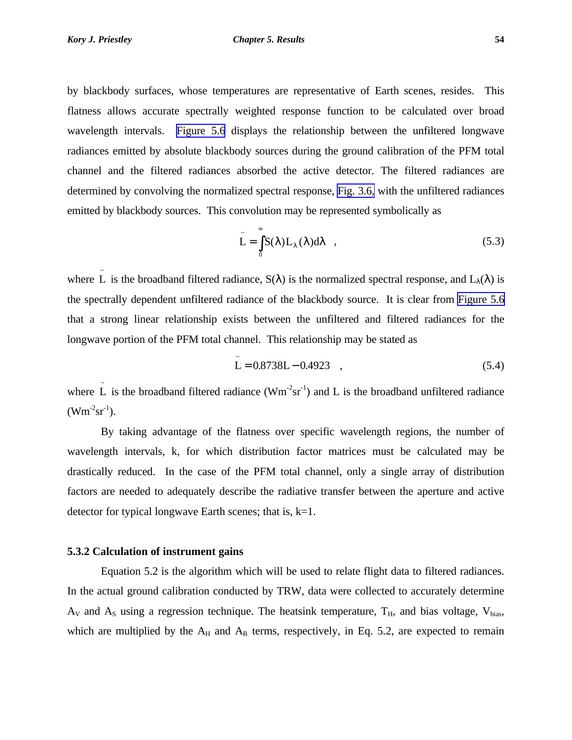by blackbody surfaces, whose temperatures are representative of Earth scenes, resides. This flatness allows accurate spectrally weighted response function to be calculated over broad wavelength intervals. Figure 5.6 displays the relationship between the unfiltered longwave radiances emitted by absolute blackbody sources during the ground calibration of the PFM total channel and the filtered radiances absorbed the active detector. The filtered radiances are determined by convolving the normalized spectral response, Fig. 3.6, with the unfiltered radiances emitted by blackbody sources. This convolution may be represented symbolically as

$$\tilde{L} = \int_0^\infty S(\lambda) L_\lambda(\lambda) d\lambda \quad , \tag{5.3}$$

where $\tilde{L}$ is the broadband filtered radiance, $S(\lambda)$ is the normalized spectral response, and $L_\lambda(\lambda)$ is the spectrally dependent unfiltered radiance of the blackbody source. It is clear from Figure 5.6 that a strong linear relationship exists between the unfiltered and filtered radiances for the longwave portion of the PFM total channel. This relationship may be stated as

$$\tilde{L} = 0.8738 L - 0.4923 \quad , \tag{5.4}$$

where $\tilde{L}$ is the broadband filtered radiance ($Wm^{-2}sr^{-1}$) and L is the broadband unfiltered radiance ($Wm^{-2}sr^{-1}$).

By taking advantage of the flatness over specific wavelength regions, the number of wavelength intervals, k, for which distribution factor matrices must be calculated may be drastically reduced. In the case of the PFM total channel, only a single array of distribution factors are needed to adequately describe the radiative transfer between the aperture and active detector for typical longwave Earth scenes; that is, k=1.

### 5.3.2 Calculation of instrument gains

Equation 5.2 is the algorithm which will be used to relate flight data to filtered radiances. In the actual ground calibration conducted by TRW, data were collected to accurately determine $A_V$ and $A_S$ using a regression technique. The heatsink temperature, $T_H$, and bias voltage, $V_{bias}$, which are multiplied by the $A_H$ and $A_B$ terms, respectively, in Eq. 5.2, are expected to remain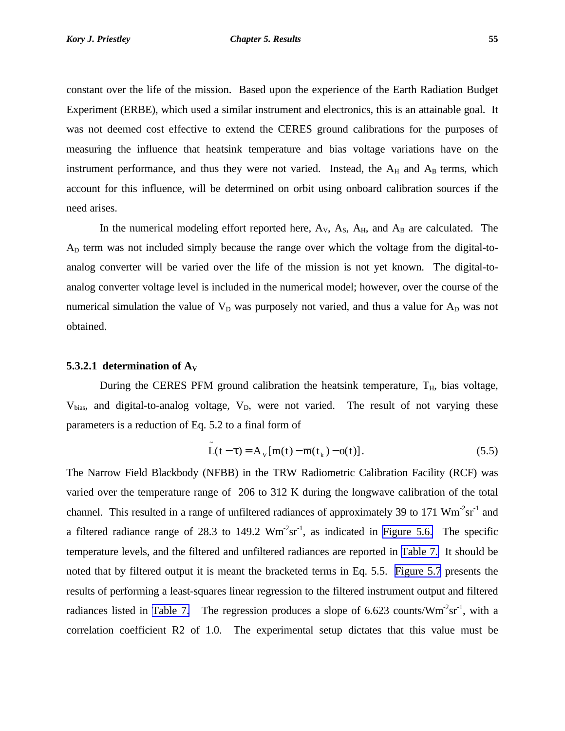constant over the life of the mission. Based upon the experience of the Earth Radiation Budget Experiment (ERBE), which used a similar instrument and electronics, this is an attainable goal. It was not deemed cost effective to extend the CERES ground calibrations for the purposes of measuring the influence that heatsink temperature and bias voltage variations have on the instrument performance, and thus they were not varied. Instead, the $A_H$ and $A_B$ terms, which account for this influence, will be determined on orbit using onboard calibration sources if the need arises.

In the numerical modeling effort reported here, $A_V$, $A_S$, $A_H$, and $A_B$ are calculated. The $A_D$ term was not included simply because the range over which the voltage from the digital-to-analog converter will be varied over the life of the mission is not yet known. The digital-to-analog converter voltage level is included in the numerical model; however, over the course of the numerical simulation the value of $V_D$ was purposely not varied, and thus a value for $A_D$ was not obtained.

#### 5.3.2.1 determination of $A_V$

During the CERES PFM ground calibration the heatsink temperature, $T_H$, bias voltage, $V_{bias}$, and digital-to-analog voltage, $V_D$, were not varied. The result of not varying these parameters is a reduction of Eq. 5.2 to a final form of

$$\tilde{L}(t-\tau) = A_V[m(t) - \overline{m}(t_k) - o(t)]. \tag{5.5}$$

The Narrow Field Blackbody (NFBB) in the TRW Radiometric Calibration Facility (RCF) was varied over the temperature range of 206 to 312 K during the longwave calibration of the total channel. This resulted in a range of unfiltered radiances of approximately 39 to 171 $Wm^{-2}sr^{-1}$ and a filtered radiance range of 28.3 to 149.2 $Wm^{-2}sr^{-1}$, as indicated in Figure 5.6. The specific temperature levels, and the filtered and unfiltered radiances are reported in Table 7. It should be noted that by filtered output it is meant the bracketed terms in Eq. 5.5. Figure 5.7 presents the results of performing a least-squares linear regression to the filtered instrument output and filtered radiances listed in Table 7. The regression produces a slope of 6.623 counts/$Wm^{-2}sr^{-1}$, with a correlation coefficient R2 of 1.0. The experimental setup dictates that this value must be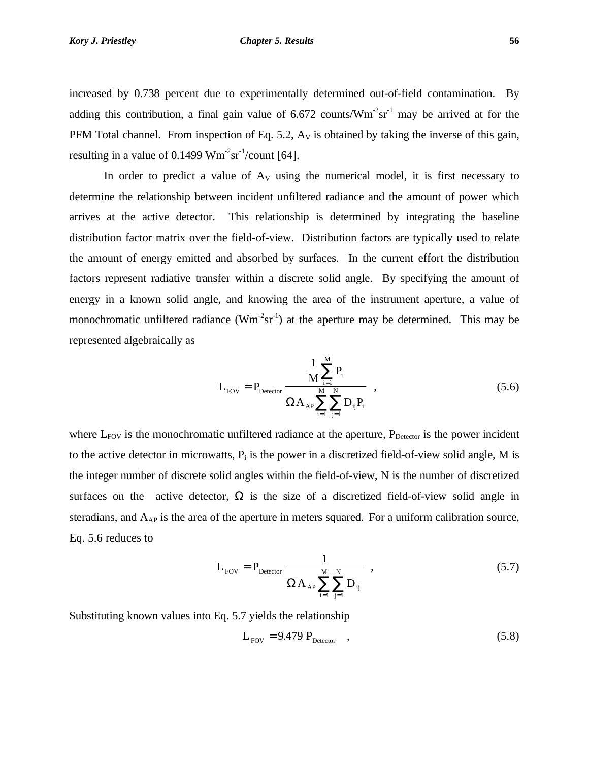increased by 0.738 percent due to experimentally determined out-of-field contamination. By adding this contribution, a final gain value of 6.672 counts/Wm$^{-2}$sr$^{-1}$ may be arrived at for the PFM Total channel. From inspection of Eq. 5.2, $A_V$ is obtained by taking the inverse of this gain, resulting in a value of 0.1499 Wm$^{-2}$sr$^{-1}$/count [64].

In order to predict a value of $A_V$ using the numerical model, it is first necessary to determine the relationship between incident unfiltered radiance and the amount of power which arrives at the active detector. This relationship is determined by integrating the baseline distribution factor matrix over the field-of-view. Distribution factors are typically used to relate the amount of energy emitted and absorbed by surfaces. In the current effort the distribution factors represent radiative transfer within a discrete solid angle. By specifying the amount of energy in a known solid angle, and knowing the area of the instrument aperture, a value of monochromatic unfiltered radiance (Wm$^{-2}$sr$^{-1}$) at the aperture may be determined. This may be represented algebraically as

$$L_{FOV} = P_{Detector} \frac{\frac{1}{M}\sum_{i=1}^{M} P_i}{\Omega A_{AP} \sum_{i=1}^{M}\sum_{j=1}^{N} D_{ij} P_i} \quad , \tag{5.6}$$

where $L_{FOV}$ is the monochromatic unfiltered radiance at the aperture, $P_{Detector}$ is the power incident to the active detector in microwatts, $P_i$ is the power in a discretized field-of-view solid angle, M is the integer number of discrete solid angles within the field-of-view, N is the number of discretized surfaces on the active detector, $\Omega$ is the size of a discretized field-of-view solid angle in steradians, and $A_{AP}$ is the area of the aperture in meters squared. For a uniform calibration source, Eq. 5.6 reduces to

$$L_{FOV} = P_{Detector} \frac{1}{\Omega A_{AP} \sum_{i=1}^{M}\sum_{j=1}^{N} D_{ij}} \quad , \tag{5.7}$$

Substituting known values into Eq. 5.7 yields the relationship

$$L_{FOV} = 9.479 \; P_{Detector} \quad , \tag{5.8}$$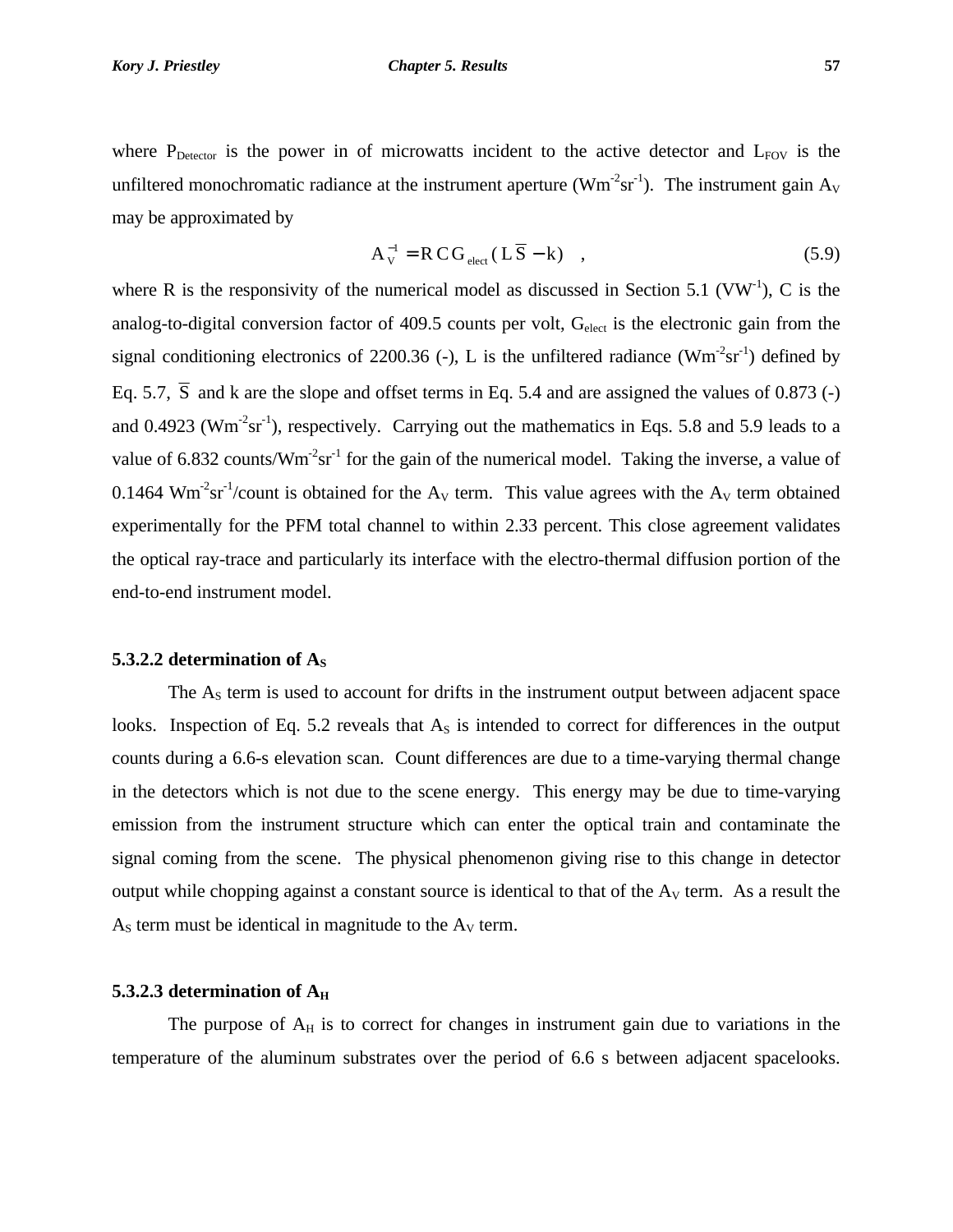where $P_{Detector}$ is the power in of microwatts incident to the active detector and $L_{FOV}$ is the unfiltered monochromatic radiance at the instrument aperture ($Wm^{-2}sr^{-1}$). The instrument gain $A_V$ may be approximated by

$$A_V^{-1} = R\,C\,G_{elect}\,(L\,\overline{S} - k) \quad , \tag{5.9}$$

where R is the responsivity of the numerical model as discussed in Section 5.1 ($VW^{-1}$), C is the analog-to-digital conversion factor of 409.5 counts per volt, $G_{elect}$ is the electronic gain from the signal conditioning electronics of 2200.36 (-), L is the unfiltered radiance ($Wm^{-2}sr^{-1}$) defined by Eq. 5.7, $\overline{S}$ and k are the slope and offset terms in Eq. 5.4 and are assigned the values of 0.873 (-) and 0.4923 ($Wm^{-2}sr^{-1}$), respectively. Carrying out the mathematics in Eqs. 5.8 and 5.9 leads to a value of 6.832 counts/$Wm^{-2}sr^{-1}$ for the gain of the numerical model. Taking the inverse, a value of 0.1464 $Wm^{-2}sr^{-1}$/count is obtained for the $A_V$ term. This value agrees with the $A_V$ term obtained experimentally for the PFM total channel to within 2.33 percent. This close agreement validates the optical ray-trace and particularly its interface with the electro-thermal diffusion portion of the end-to-end instrument model.

#### 5.3.2.2 determination of $A_S$

The $A_S$ term is used to account for drifts in the instrument output between adjacent space looks. Inspection of Eq. 5.2 reveals that $A_S$ is intended to correct for differences in the output counts during a 6.6-s elevation scan. Count differences are due to a time-varying thermal change in the detectors which is not due to the scene energy. This energy may be due to time-varying emission from the instrument structure which can enter the optical train and contaminate the signal coming from the scene. The physical phenomenon giving rise to this change in detector output while chopping against a constant source is identical to that of the $A_V$ term. As a result the $A_S$ term must be identical in magnitude to the $A_V$ term.

#### 5.3.2.3 determination of $A_H$

The purpose of $A_H$ is to correct for changes in instrument gain due to variations in the temperature of the aluminum substrates over the period of 6.6 s between adjacent spacelooks.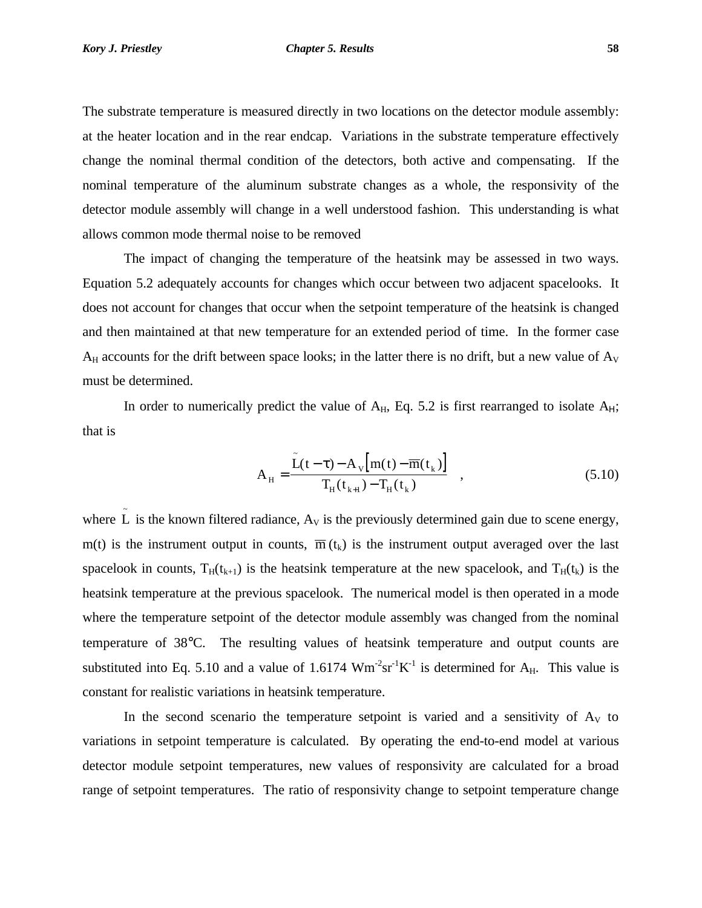The substrate temperature is measured directly in two locations on the detector module assembly: at the heater location and in the rear endcap. Variations in the substrate temperature effectively change the nominal thermal condition of the detectors, both active and compensating. If the nominal temperature of the aluminum substrate changes as a whole, the responsivity of the detector module assembly will change in a well understood fashion. This understanding is what allows common mode thermal noise to be removed

The impact of changing the temperature of the heatsink may be assessed in two ways. Equation 5.2 adequately accounts for changes which occur between two adjacent spacelooks. It does not account for changes that occur when the setpoint temperature of the heatsink is changed and then maintained at that new temperature for an extended period of time. In the former case $A_H$ accounts for the drift between space looks; in the latter there is no drift, but a new value of $A_V$ must be determined.

In order to numerically predict the value of $A_H$, Eq. 5.2 is first rearranged to isolate $A_H$; that is

$$A_H = \frac{\tilde{L}(t-\tau) - A_V\left[m(t) - \overline{m}(t_k)\right]}{T_H(t_{k+1}) - T_H(t_k)} \quad , \tag{5.10}$$

where $\tilde{L}$ is the known filtered radiance, $A_V$ is the previously determined gain due to scene energy, m(t) is the instrument output in counts, $\overline{m}(t_k)$ is the instrument output averaged over the last spacelook in counts, $T_H(t_{k+1})$ is the heatsink temperature at the new spacelook, and $T_H(t_k)$ is the heatsink temperature at the previous spacelook. The numerical model is then operated in a mode where the temperature setpoint of the detector module assembly was changed from the nominal temperature of 38°C. The resulting values of heatsink temperature and output counts are substituted into Eq. 5.10 and a value of 1.6174 $Wm^{-2}sr^{-1}K^{-1}$ is determined for $A_H$. This value is constant for realistic variations in heatsink temperature.

In the second scenario the temperature setpoint is varied and a sensitivity of $A_V$ to variations in setpoint temperature is calculated. By operating the end-to-end model at various detector module setpoint temperatures, new values of responsivity are calculated for a broad range of setpoint temperatures. The ratio of responsivity change to setpoint temperature change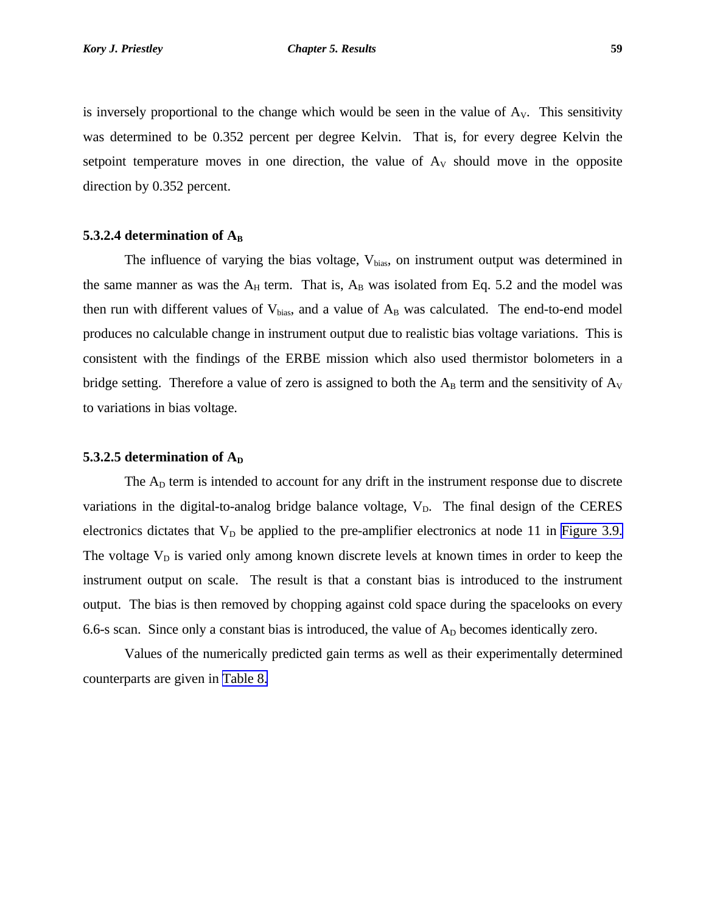is inversely proportional to the change which would be seen in the value of $A_V$. This sensitivity was determined to be 0.352 percent per degree Kelvin. That is, for every degree Kelvin the setpoint temperature moves in one direction, the value of $A_V$ should move in the opposite direction by 0.352 percent.

### 5.3.2.4 determination of $A_B$

The influence of varying the bias voltage, $V_{bias}$, on instrument output was determined in the same manner as was the $A_H$ term. That is, $A_B$ was isolated from Eq. 5.2 and the model was then run with different values of $V_{bias}$, and a value of $A_B$ was calculated. The end-to-end model produces no calculable change in instrument output due to realistic bias voltage variations. This is consistent with the findings of the ERBE mission which also used thermistor bolometers in a bridge setting. Therefore a value of zero is assigned to both the $A_B$ term and the sensitivity of $A_V$ to variations in bias voltage.

### 5.3.2.5 determination of $A_D$

The $A_D$ term is intended to account for any drift in the instrument response due to discrete variations in the digital-to-analog bridge balance voltage, $V_D$. The final design of the CERES electronics dictates that $V_D$ be applied to the pre-amplifier electronics at node 11 in Figure 3.9. The voltage $V_D$ is varied only among known discrete levels at known times in order to keep the instrument output on scale. The result is that a constant bias is introduced to the instrument output. The bias is then removed by chopping against cold space during the spacelooks on every 6.6-s scan. Since only a constant bias is introduced, the value of $A_D$ becomes identically zero.

Values of the numerically predicted gain terms as well as their experimentally determined counterparts are given in Table 8.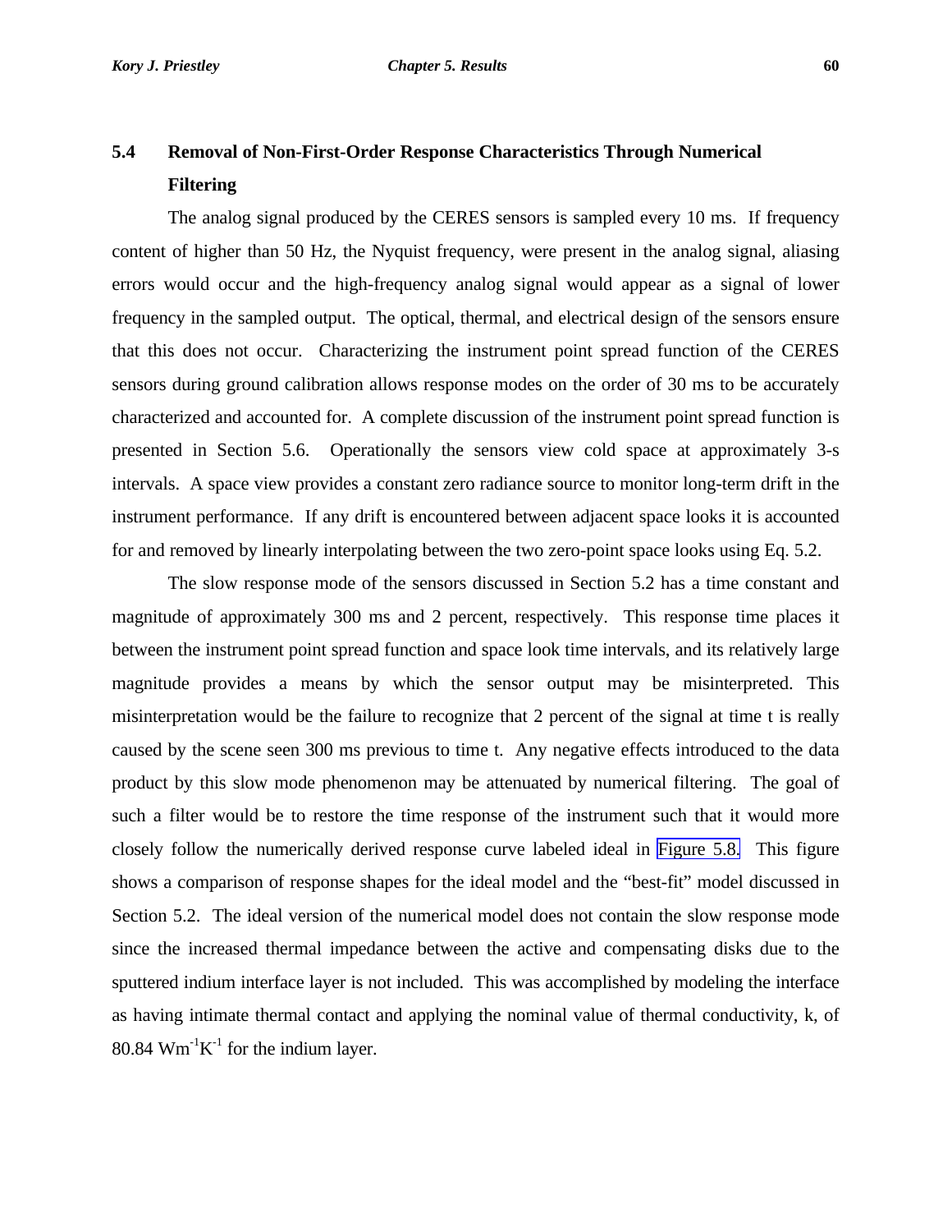## 5.4 Removal of Non-First-Order Response Characteristics Through Numerical Filtering

The analog signal produced by the CERES sensors is sampled every 10 ms. If frequency content of higher than 50 Hz, the Nyquist frequency, were present in the analog signal, aliasing errors would occur and the high-frequency analog signal would appear as a signal of lower frequency in the sampled output. The optical, thermal, and electrical design of the sensors ensure that this does not occur. Characterizing the instrument point spread function of the CERES sensors during ground calibration allows response modes on the order of 30 ms to be accurately characterized and accounted for. A complete discussion of the instrument point spread function is presented in Section 5.6. Operationally the sensors view cold space at approximately 3-s intervals. A space view provides a constant zero radiance source to monitor long-term drift in the instrument performance. If any drift is encountered between adjacent space looks it is accounted for and removed by linearly interpolating between the two zero-point space looks using Eq. 5.2.

The slow response mode of the sensors discussed in Section 5.2 has a time constant and magnitude of approximately 300 ms and 2 percent, respectively. This response time places it between the instrument point spread function and space look time intervals, and its relatively large magnitude provides a means by which the sensor output may be misinterpreted. This misinterpretation would be the failure to recognize that 2 percent of the signal at time t is really caused by the scene seen 300 ms previous to time t. Any negative effects introduced to the data product by this slow mode phenomenon may be attenuated by numerical filtering. The goal of such a filter would be to restore the time response of the instrument such that it would more closely follow the numerically derived response curve labeled ideal in Figure 5.8. This figure shows a comparison of response shapes for the ideal model and the "best-fit" model discussed in Section 5.2. The ideal version of the numerical model does not contain the slow response mode since the increased thermal impedance between the active and compensating disks due to the sputtered indium interface layer is not included. This was accomplished by modeling the interface as having intimate thermal contact and applying the nominal value of thermal conductivity, k, of 80.84 $Wm^{-1}K^{-1}$ for the indium layer.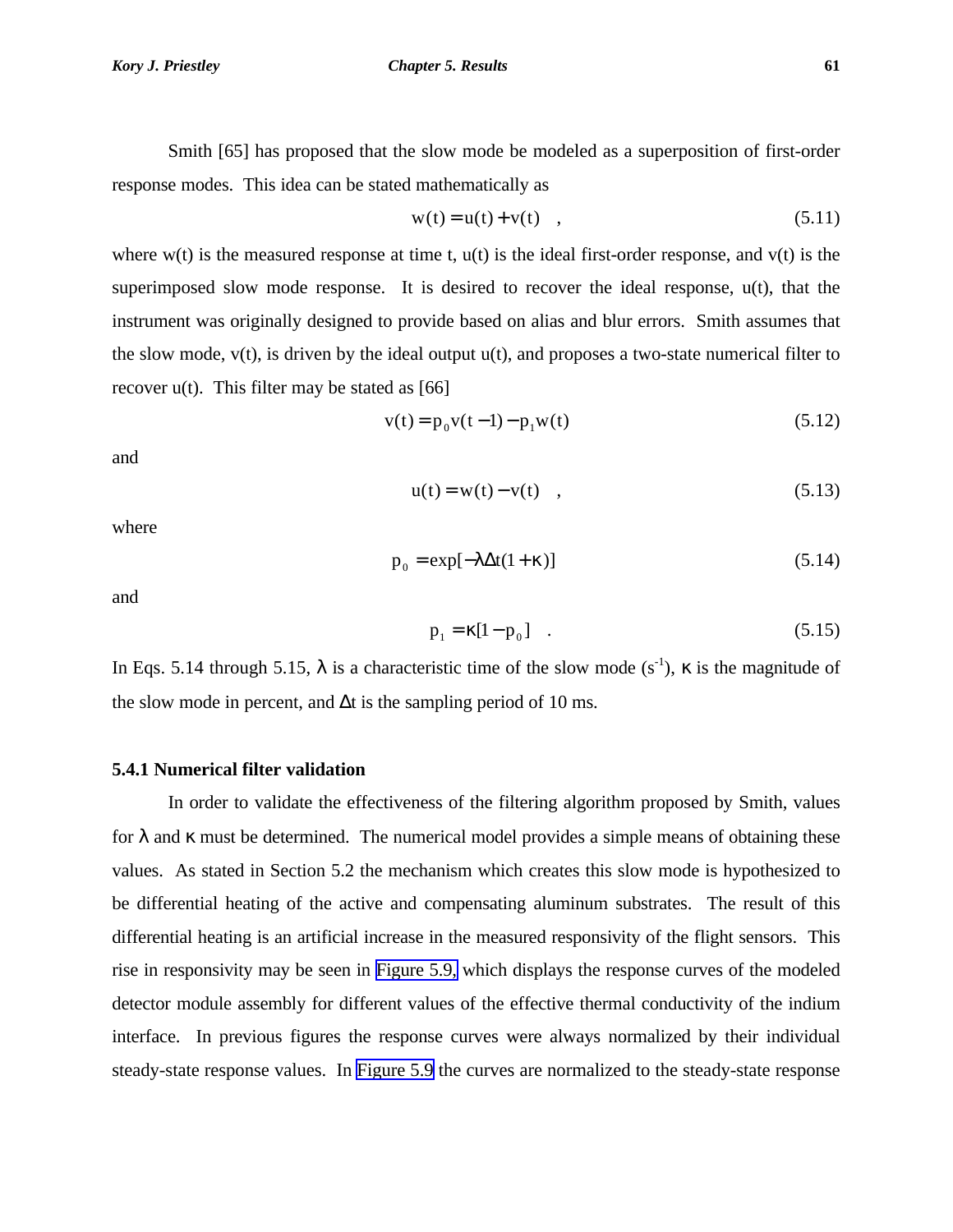Smith [65] has proposed that the slow mode be modeled as a superposition of first-order response modes. This idea can be stated mathematically as

$$w(t) = u(t) + v(t) \quad , \tag{5.11}$$

where w(t) is the measured response at time t, u(t) is the ideal first-order response, and v(t) is the superimposed slow mode response. It is desired to recover the ideal response, u(t), that the instrument was originally designed to provide based on alias and blur errors. Smith assumes that the slow mode, v(t), is driven by the ideal output u(t), and proposes a two-state numerical filter to recover u(t). This filter may be stated as [66]

$$v(t) = p_0 v(t-1) - p_1 w(t) \tag{5.12}$$

and

$$u(t) = w(t) - v(t) \quad , \tag{5.13}$$

where

$$p_0 = \exp[-\lambda \Delta t (1 + \kappa)] \tag{5.14}$$

and

$$p_1 = \kappa [1 - p_0] \quad . \tag{5.15}$$

In Eqs. 5.14 through 5.15, $\lambda$ is a characteristic time of the slow mode ($s^{-1}$), $\kappa$ is the magnitude of the slow mode in percent, and $\Delta t$ is the sampling period of 10 ms.

### 5.4.1 Numerical filter validation

In order to validate the effectiveness of the filtering algorithm proposed by Smith, values for $\lambda$ and $\kappa$ must be determined. The numerical model provides a simple means of obtaining these values. As stated in Section 5.2 the mechanism which creates this slow mode is hypothesized to be differential heating of the active and compensating aluminum substrates. The result of this differential heating is an artificial increase in the measured responsivity of the flight sensors. This rise in responsivity may be seen in Figure 5.9, which displays the response curves of the modeled detector module assembly for different values of the effective thermal conductivity of the indium interface. In previous figures the response curves were always normalized by their individual steady-state response values. In Figure 5.9 the curves are normalized to the steady-state response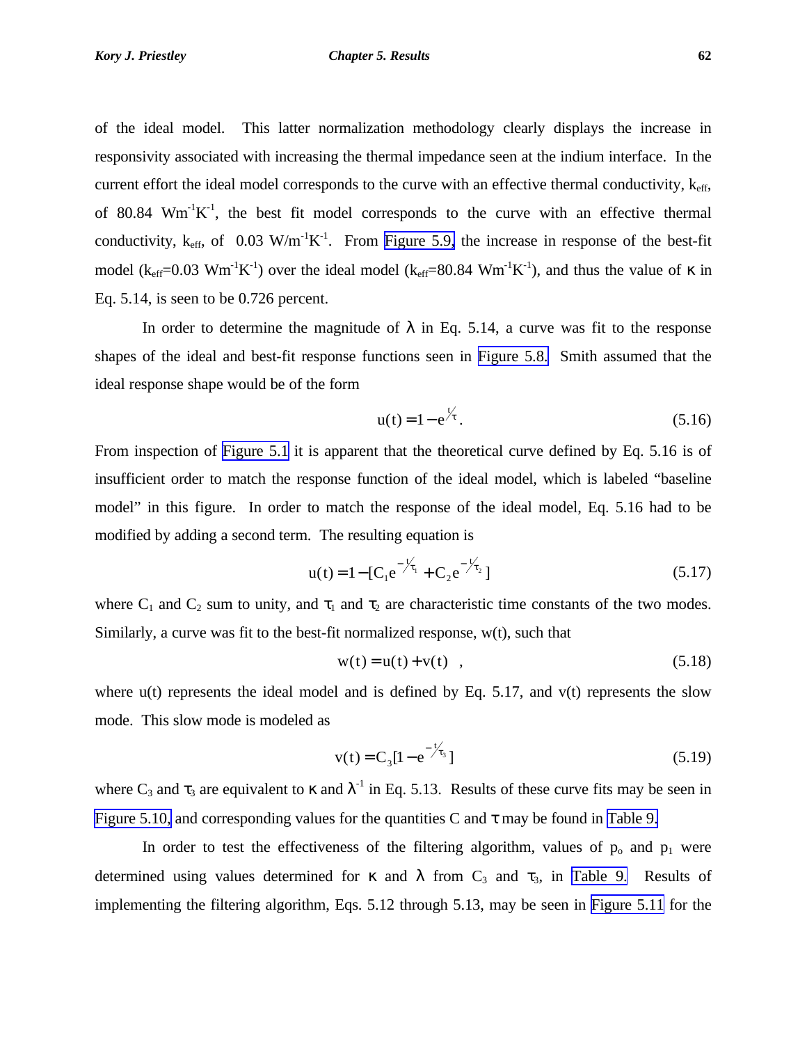of the ideal model. This latter normalization methodology clearly displays the increase in responsivity associated with increasing the thermal impedance seen at the indium interface. In the current effort the ideal model corresponds to the curve with an effective thermal conductivity, $k_{eff}$, of 80.84 $Wm^{-1}K^{-1}$, the best fit model corresponds to the curve with an effective thermal conductivity, $k_{eff}$, of 0.03 $W/m^{-1}K^{-1}$. From Figure 5.9, the increase in response of the best-fit model ($k_{eff}$=0.03 $Wm^{-1}K^{-1}$) over the ideal model ($k_{eff}$=80.84 $Wm^{-1}K^{-1}$), and thus the value of $\kappa$ in Eq. 5.14, is seen to be 0.726 percent.

In order to determine the magnitude of $\lambda$ in Eq. 5.14, a curve was fit to the response shapes of the ideal and best-fit response functions seen in Figure 5.8. Smith assumed that the ideal response shape would be of the form

$$u(t) = 1 - e^{t/\tau}. \tag{5.16}$$

From inspection of Figure 5.1 it is apparent that the theoretical curve defined by Eq. 5.16 is of insufficient order to match the response function of the ideal model, which is labeled "baseline model" in this figure. In order to match the response of the ideal model, Eq. 5.16 had to be modified by adding a second term. The resulting equation is

$$u(t) = 1 - [C_1 e^{-t/\tau_1} + C_2 e^{-t/\tau_2}] \tag{5.17}$$

where $C_1$ and $C_2$ sum to unity, and $\tau_1$ and $\tau_2$ are characteristic time constants of the two modes. Similarly, a curve was fit to the best-fit normalized response, w(t), such that

$$w(t) = u(t) + v(t) \quad , \tag{5.18}$$

where u(t) represents the ideal model and is defined by Eq. 5.17, and v(t) represents the slow mode. This slow mode is modeled as

$$v(t) = C_3[1 - e^{-t/\tau_3}] \tag{5.19}$$

where $C_3$ and $\tau_3$ are equivalent to $\kappa$ and $\lambda^{-1}$ in Eq. 5.13. Results of these curve fits may be seen in Figure 5.10, and corresponding values for the quantities C and $\tau$ may be found in Table 9.

In order to test the effectiveness of the filtering algorithm, values of $p_o$ and $p_1$ were determined using values determined for $\kappa$ and $\lambda$ from $C_3$ and $\tau_3$, in Table 9. Results of implementing the filtering algorithm, Eqs. 5.12 through 5.13, may be seen in Figure 5.11 for the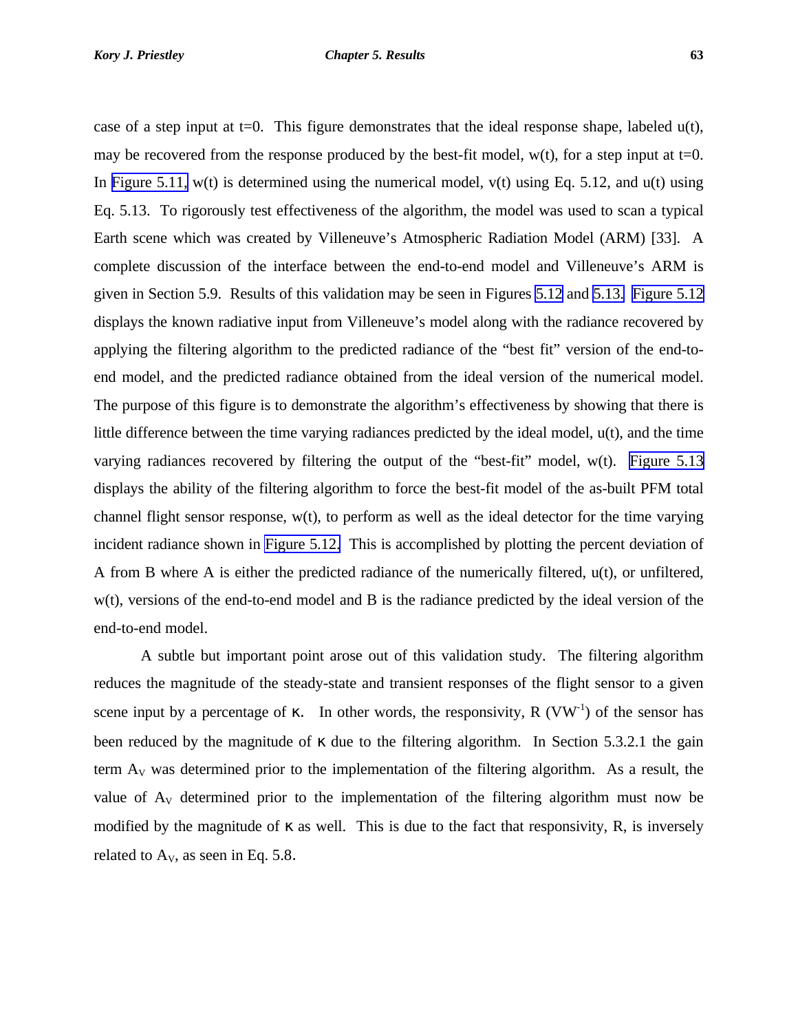case of a step input at t=0. This figure demonstrates that the ideal response shape, labeled u(t), may be recovered from the response produced by the best-fit model, w(t), for a step input at t=0. In Figure 5.11, w(t) is determined using the numerical model, v(t) using Eq. 5.12, and u(t) using Eq. 5.13. To rigorously test effectiveness of the algorithm, the model was used to scan a typical Earth scene which was created by Villeneuve's Atmospheric Radiation Model (ARM) [33]. A complete discussion of the interface between the end-to-end model and Villeneuve's ARM is given in Section 5.9. Results of this validation may be seen in Figures 5.12 and 5.13. Figure 5.12 displays the known radiative input from Villeneuve's model along with the radiance recovered by applying the filtering algorithm to the predicted radiance of the "best fit" version of the end-to-end model, and the predicted radiance obtained from the ideal version of the numerical model. The purpose of this figure is to demonstrate the algorithm's effectiveness by showing that there is little difference between the time varying radiances predicted by the ideal model, u(t), and the time varying radiances recovered by filtering the output of the "best-fit" model, w(t). Figure 5.13 displays the ability of the filtering algorithm to force the best-fit model of the as-built PFM total channel flight sensor response, w(t), to perform as well as the ideal detector for the time varying incident radiance shown in Figure 5.12. This is accomplished by plotting the percent deviation of A from B where A is either the predicted radiance of the numerically filtered, u(t), or unfiltered, w(t), versions of the end-to-end model and B is the radiance predicted by the ideal version of the end-to-end model.

A subtle but important point arose out of this validation study. The filtering algorithm reduces the magnitude of the steady-state and transient responses of the flight sensor to a given scene input by a percentage of $\kappa$. In other words, the responsivity, R ($VW^{-1}$) of the sensor has been reduced by the magnitude of $\kappa$ due to the filtering algorithm. In Section 5.3.2.1 the gain term $A_V$ was determined prior to the implementation of the filtering algorithm. As a result, the value of $A_V$ determined prior to the implementation of the filtering algorithm must now be modified by the magnitude of $\kappa$ as well. This is due to the fact that responsivity, R, is inversely related to $A_V$, as seen in Eq. 5.8.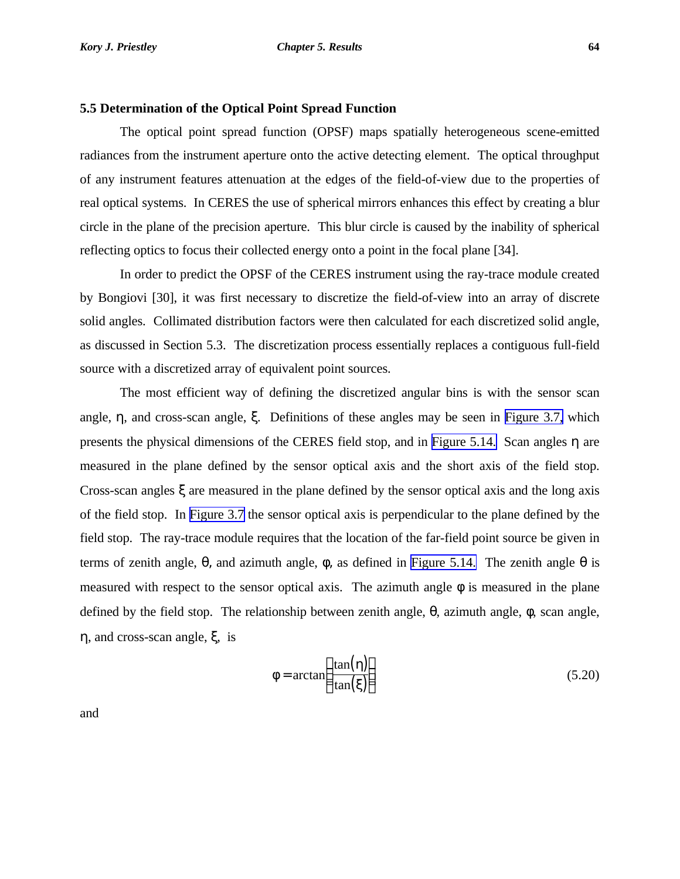### 5.5 Determination of the Optical Point Spread Function

The optical point spread function (OPSF) maps spatially heterogeneous scene-emitted radiances from the instrument aperture onto the active detecting element. The optical throughput of any instrument features attenuation at the edges of the field-of-view due to the properties of real optical systems. In CERES the use of spherical mirrors enhances this effect by creating a blur circle in the plane of the precision aperture. This blur circle is caused by the inability of spherical reflecting optics to focus their collected energy onto a point in the focal plane [34].

In order to predict the OPSF of the CERES instrument using the ray-trace module created by Bongiovi [30], it was first necessary to discretize the field-of-view into an array of discrete solid angles. Collimated distribution factors were then calculated for each discretized solid angle, as discussed in Section 5.3. The discretization process essentially replaces a contiguous full-field source with a discretized array of equivalent point sources.

The most efficient way of defining the discretized angular bins is with the sensor scan angle, $\eta$, and cross-scan angle, $\xi$. Definitions of these angles may be seen in Figure 3.7, which presents the physical dimensions of the CERES field stop, and in Figure 5.14. Scan angles $\eta$ are measured in the plane defined by the sensor optical axis and the short axis of the field stop. Cross-scan angles $\xi$ are measured in the plane defined by the sensor optical axis and the long axis of the field stop. In Figure 3.7 the sensor optical axis is perpendicular to the plane defined by the field stop. The ray-trace module requires that the location of the far-field point source be given in terms of zenith angle, $\theta$, and azimuth angle, $\phi$, as defined in Figure 5.14. The zenith angle $\theta$ is measured with respect to the sensor optical axis. The azimuth angle $\phi$ is measured in the plane defined by the field stop. The relationship between zenith angle, $\theta$, azimuth angle, $\phi$, scan angle, $\eta$, and cross-scan angle, $\xi$, is

$$\phi = \arctan\left(\frac{\tan(\eta)}{\tan(\xi)}\right) \tag{5.20}$$

and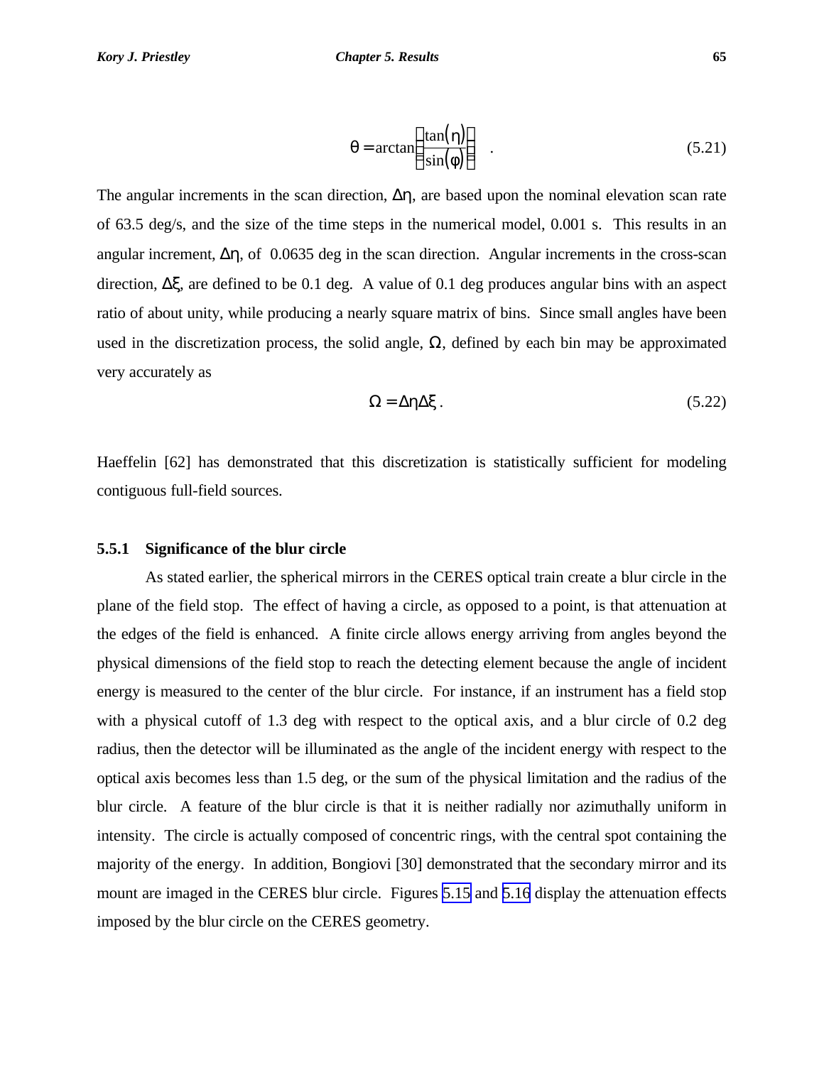$$\theta = \arctan\left(\frac{\tan(\eta)}{\sin(\phi)}\right) \quad . \tag{5.21}$$

The angular increments in the scan direction, $\Delta\eta$, are based upon the nominal elevation scan rate of 63.5 deg/s, and the size of the time steps in the numerical model, 0.001 s. This results in an angular increment, $\Delta\eta$, of 0.0635 deg in the scan direction. Angular increments in the cross-scan direction, $\Delta\xi$, are defined to be 0.1 deg. A value of 0.1 deg produces angular bins with an aspect ratio of about unity, while producing a nearly square matrix of bins. Since small angles have been used in the discretization process, the solid angle, $\Omega$, defined by each bin may be approximated very accurately as

$$\Omega = \Delta\eta\Delta\xi \, . \tag{5.22}$$

Haeffelin [62] has demonstrated that this discretization is statistically sufficient for modeling contiguous full-field sources.

### 5.5.1 Significance of the blur circle

As stated earlier, the spherical mirrors in the CERES optical train create a blur circle in the plane of the field stop. The effect of having a circle, as opposed to a point, is that attenuation at the edges of the field is enhanced. A finite circle allows energy arriving from angles beyond the physical dimensions of the field stop to reach the detecting element because the angle of incident energy is measured to the center of the blur circle. For instance, if an instrument has a field stop with a physical cutoff of 1.3 deg with respect to the optical axis, and a blur circle of 0.2 deg radius, then the detector will be illuminated as the angle of the incident energy with respect to the optical axis becomes less than 1.5 deg, or the sum of the physical limitation and the radius of the blur circle. A feature of the blur circle is that it is neither radially nor azimuthally uniform in intensity. The circle is actually composed of concentric rings, with the central spot containing the majority of the energy. In addition, Bongiovi [30] demonstrated that the secondary mirror and its mount are imaged in the CERES blur circle. Figures 5.15 and 5.16 display the attenuation effects imposed by the blur circle on the CERES geometry.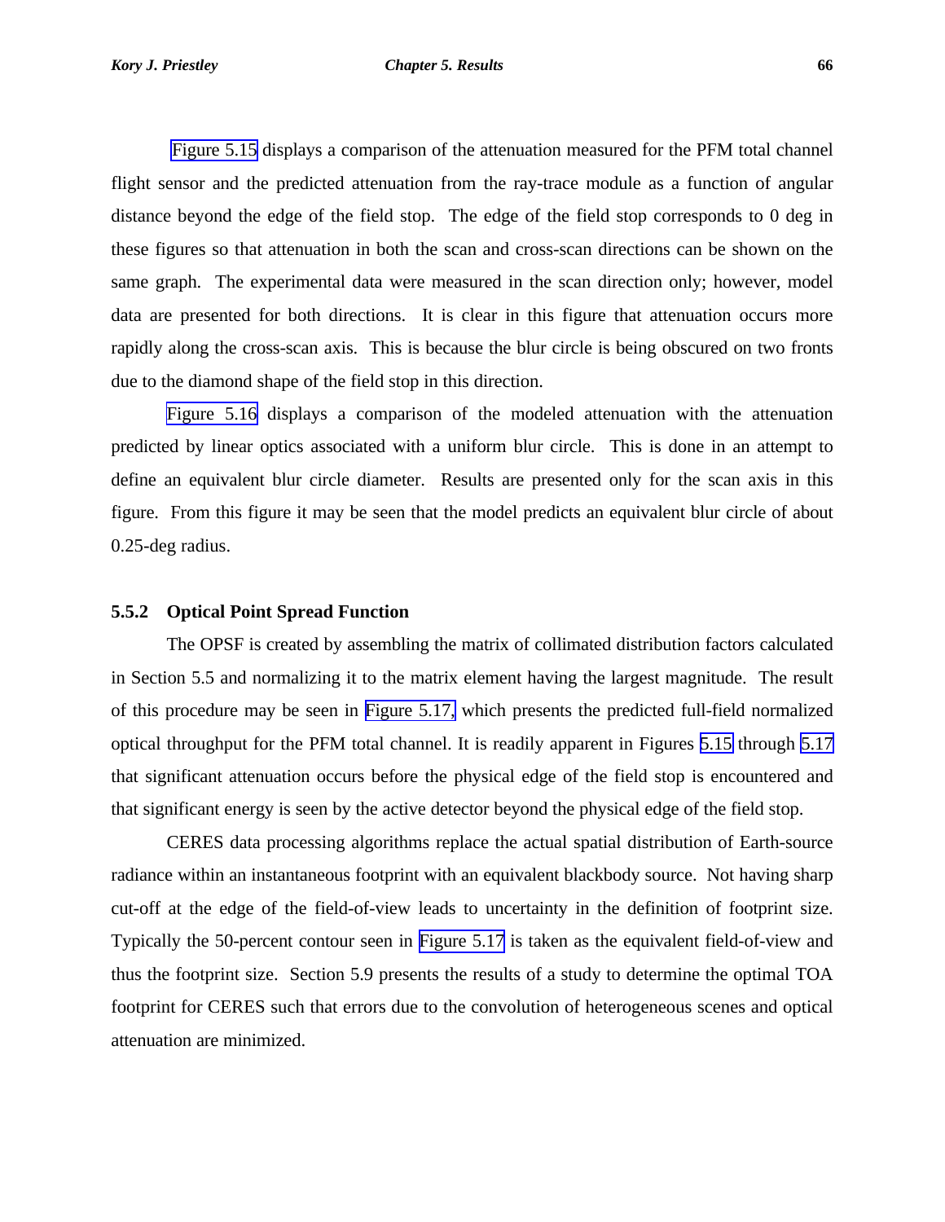Figure 5.15 displays a comparison of the attenuation measured for the PFM total channel flight sensor and the predicted attenuation from the ray-trace module as a function of angular distance beyond the edge of the field stop. The edge of the field stop corresponds to 0 deg in these figures so that attenuation in both the scan and cross-scan directions can be shown on the same graph. The experimental data were measured in the scan direction only; however, model data are presented for both directions. It is clear in this figure that attenuation occurs more rapidly along the cross-scan axis. This is because the blur circle is being obscured on two fronts due to the diamond shape of the field stop in this direction.

Figure 5.16 displays a comparison of the modeled attenuation with the attenuation predicted by linear optics associated with a uniform blur circle. This is done in an attempt to define an equivalent blur circle diameter. Results are presented only for the scan axis in this figure. From this figure it may be seen that the model predicts an equivalent blur circle of about 0.25-deg radius.

### 5.5.2 Optical Point Spread Function

The OPSF is created by assembling the matrix of collimated distribution factors calculated in Section 5.5 and normalizing it to the matrix element having the largest magnitude. The result of this procedure may be seen in Figure 5.17, which presents the predicted full-field normalized optical throughput for the PFM total channel. It is readily apparent in Figures 5.15 through 5.17 that significant attenuation occurs before the physical edge of the field stop is encountered and that significant energy is seen by the active detector beyond the physical edge of the field stop.

CERES data processing algorithms replace the actual spatial distribution of Earth-source radiance within an instantaneous footprint with an equivalent blackbody source. Not having sharp cut-off at the edge of the field-of-view leads to uncertainty in the definition of footprint size. Typically the 50-percent contour seen in Figure 5.17 is taken as the equivalent field-of-view and thus the footprint size. Section 5.9 presents the results of a study to determine the optimal TOA footprint for CERES such that errors due to the convolution of heterogeneous scenes and optical attenuation are minimized.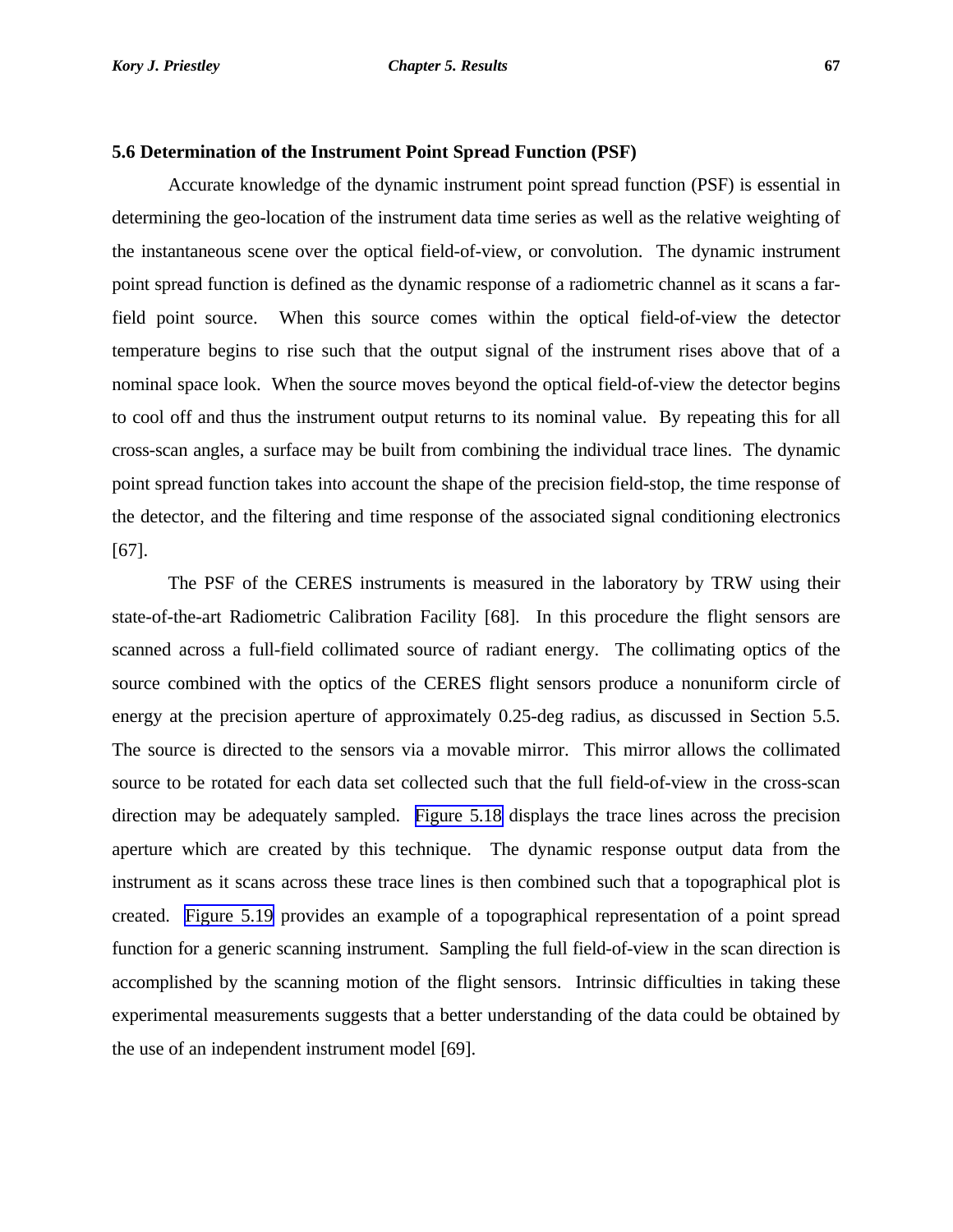### 5.6 Determination of the Instrument Point Spread Function (PSF)

Accurate knowledge of the dynamic instrument point spread function (PSF) is essential in determining the geo-location of the instrument data time series as well as the relative weighting of the instantaneous scene over the optical field-of-view, or convolution. The dynamic instrument point spread function is defined as the dynamic response of a radiometric channel as it scans a far-field point source. When this source comes within the optical field-of-view the detector temperature begins to rise such that the output signal of the instrument rises above that of a nominal space look. When the source moves beyond the optical field-of-view the detector begins to cool off and thus the instrument output returns to its nominal value. By repeating this for all cross-scan angles, a surface may be built from combining the individual trace lines. The dynamic point spread function takes into account the shape of the precision field-stop, the time response of the detector, and the filtering and time response of the associated signal conditioning electronics [67].

The PSF of the CERES instruments is measured in the laboratory by TRW using their state-of-the-art Radiometric Calibration Facility [68]. In this procedure the flight sensors are scanned across a full-field collimated source of radiant energy. The collimating optics of the source combined with the optics of the CERES flight sensors produce a nonuniform circle of energy at the precision aperture of approximately 0.25-deg radius, as discussed in Section 5.5. The source is directed to the sensors via a movable mirror. This mirror allows the collimated source to be rotated for each data set collected such that the full field-of-view in the cross-scan direction may be adequately sampled. Figure 5.18 displays the trace lines across the precision aperture which are created by this technique. The dynamic response output data from the instrument as it scans across these trace lines is then combined such that a topographical plot is created. Figure 5.19 provides an example of a topographical representation of a point spread function for a generic scanning instrument. Sampling the full field-of-view in the scan direction is accomplished by the scanning motion of the flight sensors. Intrinsic difficulties in taking these experimental measurements suggests that a better understanding of the data could be obtained by the use of an independent instrument model [69].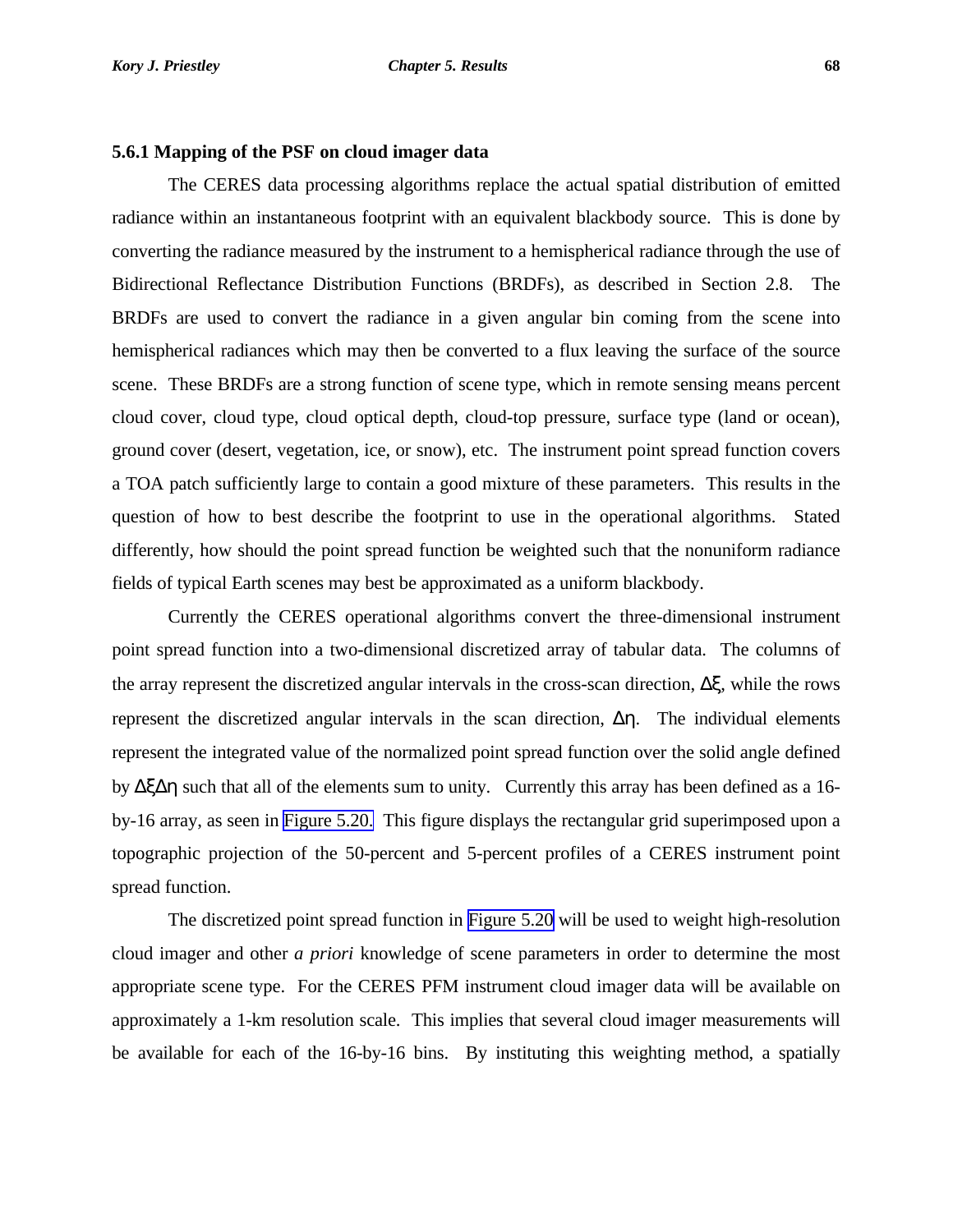### 5.6.1 Mapping of the PSF on cloud imager data

The CERES data processing algorithms replace the actual spatial distribution of emitted radiance within an instantaneous footprint with an equivalent blackbody source. This is done by converting the radiance measured by the instrument to a hemispherical radiance through the use of Bidirectional Reflectance Distribution Functions (BRDFs), as described in Section 2.8. The BRDFs are used to convert the radiance in a given angular bin coming from the scene into hemispherical radiances which may then be converted to a flux leaving the surface of the source scene. These BRDFs are a strong function of scene type, which in remote sensing means percent cloud cover, cloud type, cloud optical depth, cloud-top pressure, surface type (land or ocean), ground cover (desert, vegetation, ice, or snow), etc. The instrument point spread function covers a TOA patch sufficiently large to contain a good mixture of these parameters. This results in the question of how to best describe the footprint to use in the operational algorithms. Stated differently, how should the point spread function be weighted such that the nonuniform radiance fields of typical Earth scenes may best be approximated as a uniform blackbody.

Currently the CERES operational algorithms convert the three-dimensional instrument point spread function into a two-dimensional discretized array of tabular data. The columns of the array represent the discretized angular intervals in the cross-scan direction, $\Delta\xi$, while the rows represent the discretized angular intervals in the scan direction, $\Delta\eta$. The individual elements represent the integrated value of the normalized point spread function over the solid angle defined by $\Delta\xi\Delta\eta$ such that all of the elements sum to unity. Currently this array has been defined as a 16-by-16 array, as seen in Figure 5.20. This figure displays the rectangular grid superimposed upon a topographic projection of the 50-percent and 5-percent profiles of a CERES instrument point spread function.

The discretized point spread function in Figure 5.20 will be used to weight high-resolution cloud imager and other *a priori* knowledge of scene parameters in order to determine the most appropriate scene type. For the CERES PFM instrument cloud imager data will be available on approximately a 1-km resolution scale. This implies that several cloud imager measurements will be available for each of the 16-by-16 bins. By instituting this weighting method, a spatially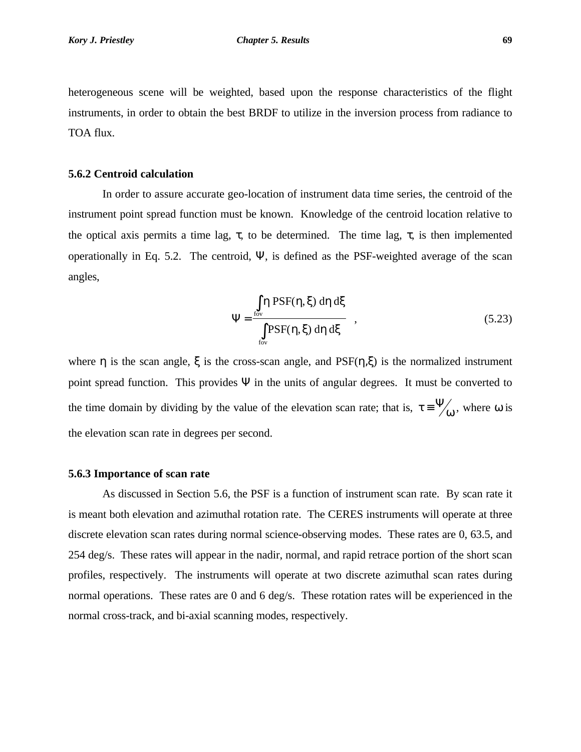heterogeneous scene will be weighted, based upon the response characteristics of the flight instruments, in order to obtain the best BRDF to utilize in the inversion process from radiance to TOA flux.

### 5.6.2 Centroid calculation

In order to assure accurate geo-location of instrument data time series, the centroid of the instrument point spread function must be known. Knowledge of the centroid location relative to the optical axis permits a time lag, $\tau$, to be determined. The time lag, $\tau$, is then implemented operationally in Eq. 5.2. The centroid, $\Psi$, is defined as the PSF-weighted average of the scan angles,

$$\Psi = \frac{\int_{\text{fov}} \eta \, \text{PSF}(\eta, \xi) \, d\eta \, d\xi}{\int_{\text{fov}} \text{PSF}(\eta, \xi) \, d\eta \, d\xi} \quad , \tag{5.23}$$

where $\eta$ is the scan angle, $\xi$ is the cross-scan angle, and $\text{PSF}(\eta,\xi)$ is the normalized instrument point spread function. This provides $\Psi$ in the units of angular degrees. It must be converted to the time domain by dividing by the value of the elevation scan rate; that is, $\tau \equiv \Psi / \omega$, where $\omega$ is the elevation scan rate in degrees per second.

### 5.6.3 Importance of scan rate

As discussed in Section 5.6, the PSF is a function of instrument scan rate. By scan rate it is meant both elevation and azimuthal rotation rate. The CERES instruments will operate at three discrete elevation scan rates during normal science-observing modes. These rates are 0, 63.5, and 254 deg/s. These rates will appear in the nadir, normal, and rapid retrace portion of the short scan profiles, respectively. The instruments will operate at two discrete azimuthal scan rates during normal operations. These rates are 0 and 6 deg/s. These rotation rates will be experienced in the normal cross-track, and bi-axial scanning modes, respectively.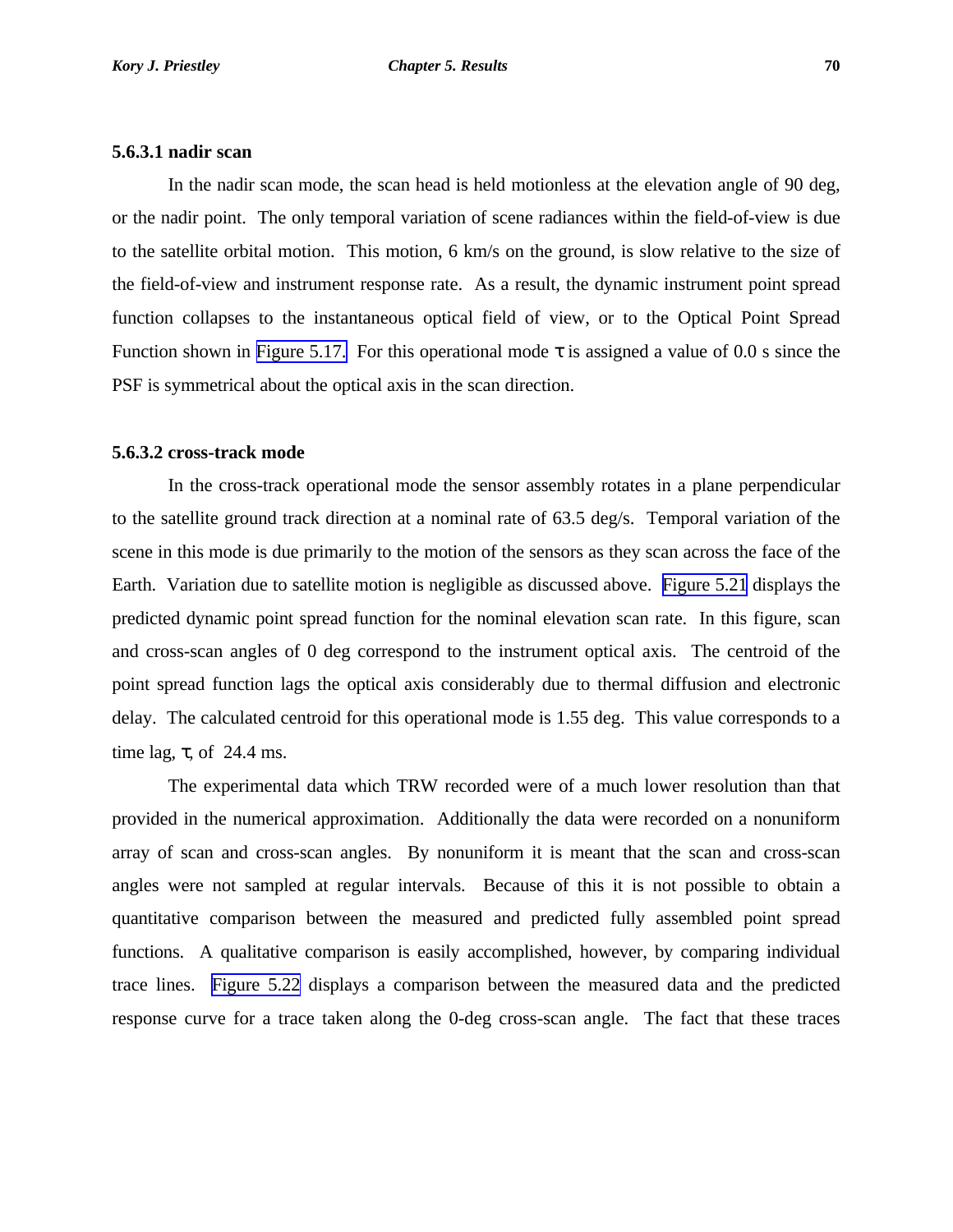#### 5.6.3.1 nadir scan

In the nadir scan mode, the scan head is held motionless at the elevation angle of 90 deg, or the nadir point. The only temporal variation of scene radiances within the field-of-view is due to the satellite orbital motion. This motion, 6 km/s on the ground, is slow relative to the size of the field-of-view and instrument response rate. As a result, the dynamic instrument point spread function collapses to the instantaneous optical field of view, or to the Optical Point Spread Function shown in Figure 5.17. For this operational mode $\tau$ is assigned a value of 0.0 s since the PSF is symmetrical about the optical axis in the scan direction.

#### 5.6.3.2 cross-track mode

In the cross-track operational mode the sensor assembly rotates in a plane perpendicular to the satellite ground track direction at a nominal rate of 63.5 deg/s. Temporal variation of the scene in this mode is due primarily to the motion of the sensors as they scan across the face of the Earth. Variation due to satellite motion is negligible as discussed above. Figure 5.21 displays the predicted dynamic point spread function for the nominal elevation scan rate. In this figure, scan and cross-scan angles of 0 deg correspond to the instrument optical axis. The centroid of the point spread function lags the optical axis considerably due to thermal diffusion and electronic delay. The calculated centroid for this operational mode is 1.55 deg. This value corresponds to a time lag, $\tau$, of 24.4 ms.

The experimental data which TRW recorded were of a much lower resolution than that provided in the numerical approximation. Additionally the data were recorded on a nonuniform array of scan and cross-scan angles. By nonuniform it is meant that the scan and cross-scan angles were not sampled at regular intervals. Because of this it is not possible to obtain a quantitative comparison between the measured and predicted fully assembled point spread functions. A qualitative comparison is easily accomplished, however, by comparing individual trace lines. Figure 5.22 displays a comparison between the measured data and the predicted response curve for a trace taken along the 0-deg cross-scan angle. The fact that these traces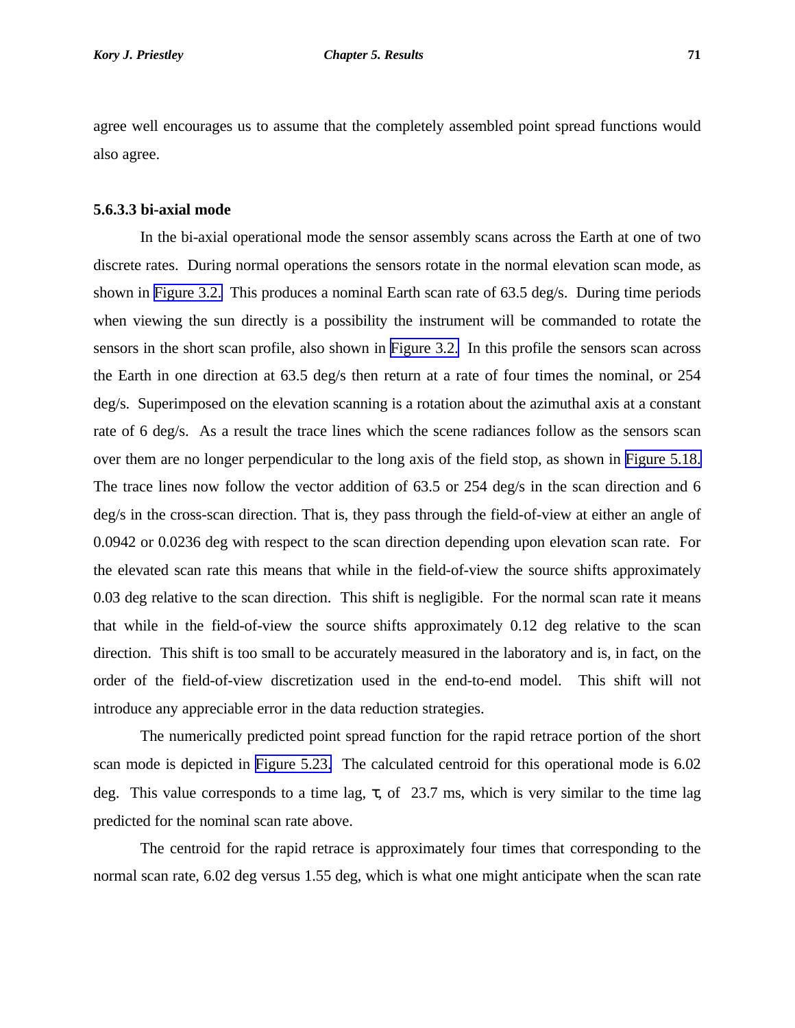agree well encourages us to assume that the completely assembled point spread functions would also agree.

#### 5.6.3.3 bi-axial mode

In the bi-axial operational mode the sensor assembly scans across the Earth at one of two discrete rates. During normal operations the sensors rotate in the normal elevation scan mode, as shown in Figure 3.2. This produces a nominal Earth scan rate of 63.5 deg/s. During time periods when viewing the sun directly is a possibility the instrument will be commanded to rotate the sensors in the short scan profile, also shown in Figure 3.2. In this profile the sensors scan across the Earth in one direction at 63.5 deg/s then return at a rate of four times the nominal, or 254 deg/s. Superimposed on the elevation scanning is a rotation about the azimuthal axis at a constant rate of 6 deg/s. As a result the trace lines which the scene radiances follow as the sensors scan over them are no longer perpendicular to the long axis of the field stop, as shown in Figure 5.18. The trace lines now follow the vector addition of 63.5 or 254 deg/s in the scan direction and 6 deg/s in the cross-scan direction. That is, they pass through the field-of-view at either an angle of 0.0942 or 0.0236 deg with respect to the scan direction depending upon elevation scan rate. For the elevated scan rate this means that while in the field-of-view the source shifts approximately 0.03 deg relative to the scan direction. This shift is negligible. For the normal scan rate it means that while in the field-of-view the source shifts approximately 0.12 deg relative to the scan direction. This shift is too small to be accurately measured in the laboratory and is, in fact, on the order of the field-of-view discretization used in the end-to-end model. This shift will not introduce any appreciable error in the data reduction strategies.

The numerically predicted point spread function for the rapid retrace portion of the short scan mode is depicted in Figure 5.23. The calculated centroid for this operational mode is 6.02 deg. This value corresponds to a time lag, $\tau$, of 23.7 ms, which is very similar to the time lag predicted for the nominal scan rate above.

The centroid for the rapid retrace is approximately four times that corresponding to the normal scan rate, 6.02 deg versus 1.55 deg, which is what one might anticipate when the scan rate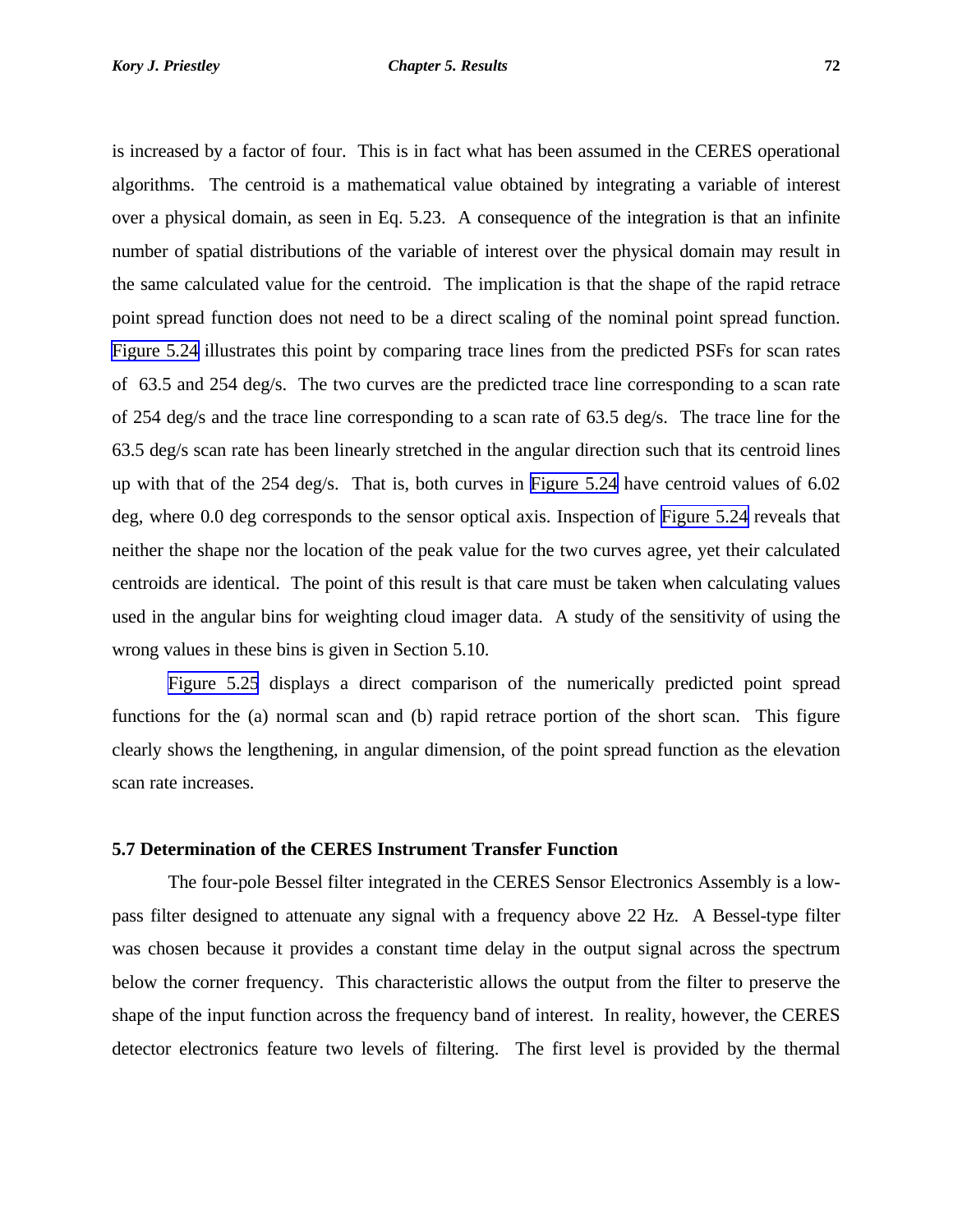is increased by a factor of four. This is in fact what has been assumed in the CERES operational algorithms. The centroid is a mathematical value obtained by integrating a variable of interest over a physical domain, as seen in Eq. 5.23. A consequence of the integration is that an infinite number of spatial distributions of the variable of interest over the physical domain may result in the same calculated value for the centroid. The implication is that the shape of the rapid retrace point spread function does not need to be a direct scaling of the nominal point spread function. Figure 5.24 illustrates this point by comparing trace lines from the predicted PSFs for scan rates of 63.5 and 254 deg/s. The two curves are the predicted trace line corresponding to a scan rate of 254 deg/s and the trace line corresponding to a scan rate of 63.5 deg/s. The trace line for the 63.5 deg/s scan rate has been linearly stretched in the angular direction such that its centroid lines up with that of the 254 deg/s. That is, both curves in Figure 5.24 have centroid values of 6.02 deg, where 0.0 deg corresponds to the sensor optical axis. Inspection of Figure 5.24 reveals that neither the shape nor the location of the peak value for the two curves agree, yet their calculated centroids are identical. The point of this result is that care must be taken when calculating values used in the angular bins for weighting cloud imager data. A study of the sensitivity of using the wrong values in these bins is given in Section 5.10.

Figure 5.25 displays a direct comparison of the numerically predicted point spread functions for the (a) normal scan and (b) rapid retrace portion of the short scan. This figure clearly shows the lengthening, in angular dimension, of the point spread function as the elevation scan rate increases.

### 5.7 Determination of the CERES Instrument Transfer Function

The four-pole Bessel filter integrated in the CERES Sensor Electronics Assembly is a low-pass filter designed to attenuate any signal with a frequency above 22 Hz. A Bessel-type filter was chosen because it provides a constant time delay in the output signal across the spectrum below the corner frequency. This characteristic allows the output from the filter to preserve the shape of the input function across the frequency band of interest. In reality, however, the CERES detector electronics feature two levels of filtering. The first level is provided by the thermal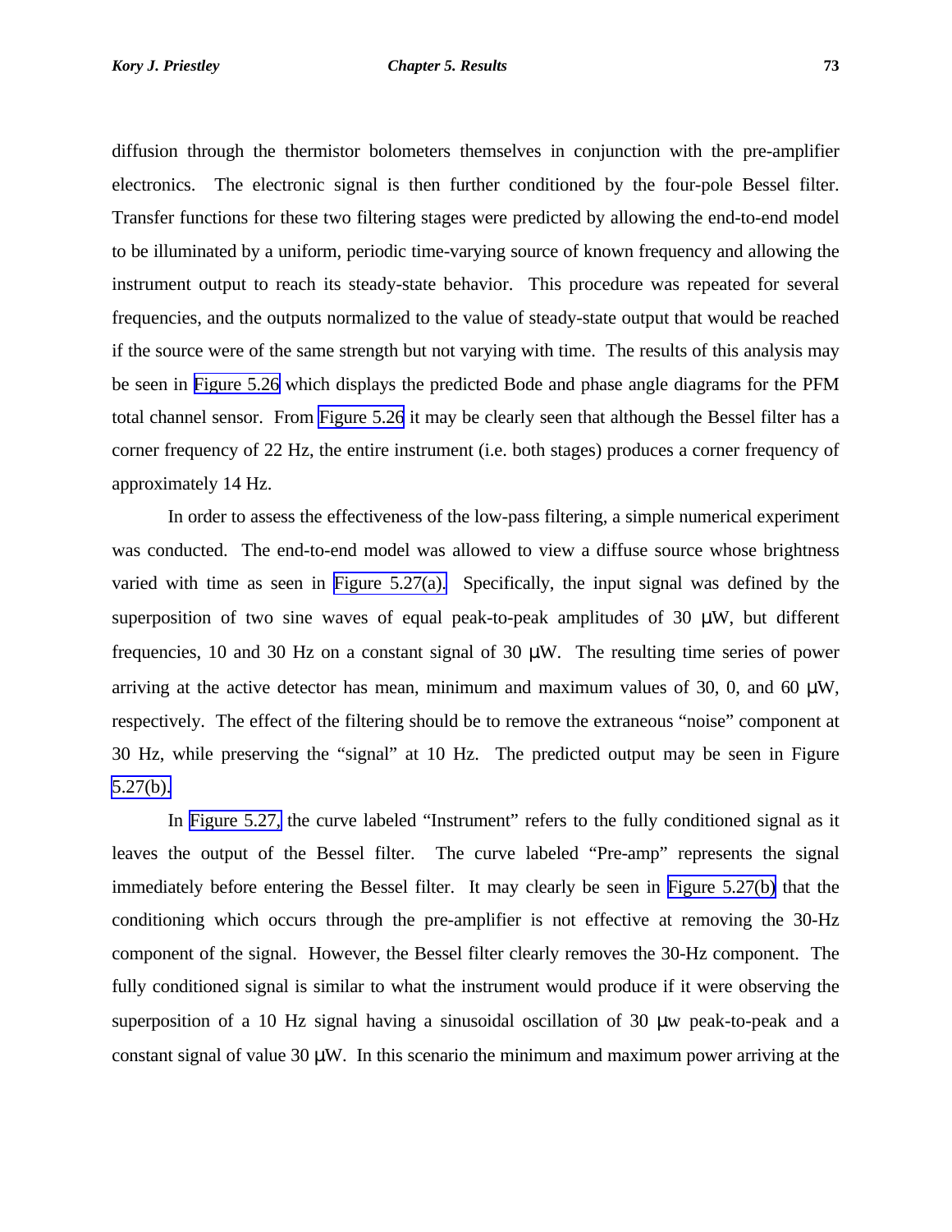diffusion through the thermistor bolometers themselves in conjunction with the pre-amplifier electronics. The electronic signal is then further conditioned by the four-pole Bessel filter. Transfer functions for these two filtering stages were predicted by allowing the end-to-end model to be illuminated by a uniform, periodic time-varying source of known frequency and allowing the instrument output to reach its steady-state behavior. This procedure was repeated for several frequencies, and the outputs normalized to the value of steady-state output that would be reached if the source were of the same strength but not varying with time. The results of this analysis may be seen in Figure 5.26 which displays the predicted Bode and phase angle diagrams for the PFM total channel sensor. From Figure 5.26 it may be clearly seen that although the Bessel filter has a corner frequency of 22 Hz, the entire instrument (i.e. both stages) produces a corner frequency of approximately 14 Hz.

In order to assess the effectiveness of the low-pass filtering, a simple numerical experiment was conducted. The end-to-end model was allowed to view a diffuse source whose brightness varied with time as seen in Figure 5.27(a). Specifically, the input signal was defined by the superposition of two sine waves of equal peak-to-peak amplitudes of 30 μW, but different frequencies, 10 and 30 Hz on a constant signal of 30 μW. The resulting time series of power arriving at the active detector has mean, minimum and maximum values of 30, 0, and 60 μW, respectively. The effect of the filtering should be to remove the extraneous "noise" component at 30 Hz, while preserving the "signal" at 10 Hz. The predicted output may be seen in Figure 5.27(b).

In Figure 5.27, the curve labeled "Instrument" refers to the fully conditioned signal as it leaves the output of the Bessel filter. The curve labeled "Pre-amp" represents the signal immediately before entering the Bessel filter. It may clearly be seen in Figure 5.27(b) that the conditioning which occurs through the pre-amplifier is not effective at removing the 30-Hz component of the signal. However, the Bessel filter clearly removes the 30-Hz component. The fully conditioned signal is similar to what the instrument would produce if it were observing the superposition of a 10 Hz signal having a sinusoidal oscillation of 30 μw peak-to-peak and a constant signal of value 30 μW. In this scenario the minimum and maximum power arriving at the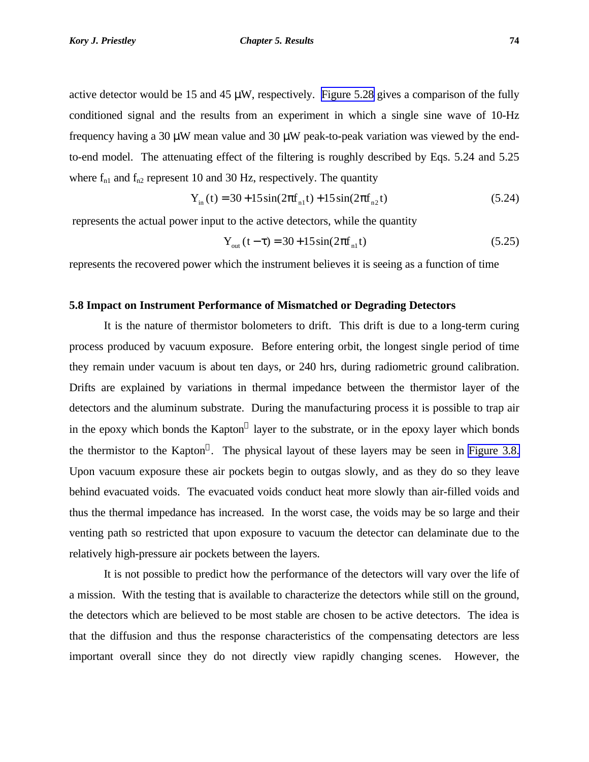active detector would be 15 and 45 μW, respectively. Figure 5.28 gives a comparison of the fully conditioned signal and the results from an experiment in which a single sine wave of 10-Hz frequency having a 30 μW mean value and 30 μW peak-to-peak variation was viewed by the end-to-end model. The attenuating effect of the filtering is roughly described by Eqs. 5.24 and 5.25 where $f_{n1}$ and $f_{n2}$ represent 10 and 30 Hz, respectively. The quantity

$$Y_{in}(t) = 30 + 15\sin(2\pi f_{n1} t) + 15\sin(2\pi f_{n2} t) \tag{5.24}$$

represents the actual power input to the active detectors, while the quantity

$$Y_{out}(t - \tau) = 30 + 15\sin(2\pi f_{n1} t) \tag{5.25}$$

represents the recovered power which the instrument believes it is seeing as a function of time

### 5.8 Impact on Instrument Performance of Mismatched or Degrading Detectors

It is the nature of thermistor bolometers to drift. This drift is due to a long-term curing process produced by vacuum exposure. Before entering orbit, the longest single period of time they remain under vacuum is about ten days, or 240 hrs, during radiometric ground calibration. Drifts are explained by variations in thermal impedance between the thermistor layer of the detectors and the aluminum substrate. During the manufacturing process it is possible to trap air in the epoxy which bonds the Kapton® layer to the substrate, or in the epoxy layer which bonds the thermistor to the Kapton®. The physical layout of these layers may be seen in Figure 3.8. Upon vacuum exposure these air pockets begin to outgas slowly, and as they do so they leave behind evacuated voids. The evacuated voids conduct heat more slowly than air-filled voids and thus the thermal impedance has increased. In the worst case, the voids may be so large and their venting path so restricted that upon exposure to vacuum the detector can delaminate due to the relatively high-pressure air pockets between the layers.

It is not possible to predict how the performance of the detectors will vary over the life of a mission. With the testing that is available to characterize the detectors while still on the ground, the detectors which are believed to be most stable are chosen to be active detectors. The idea is that the diffusion and thus the response characteristics of the compensating detectors are less important overall since they do not directly view rapidly changing scenes. However, the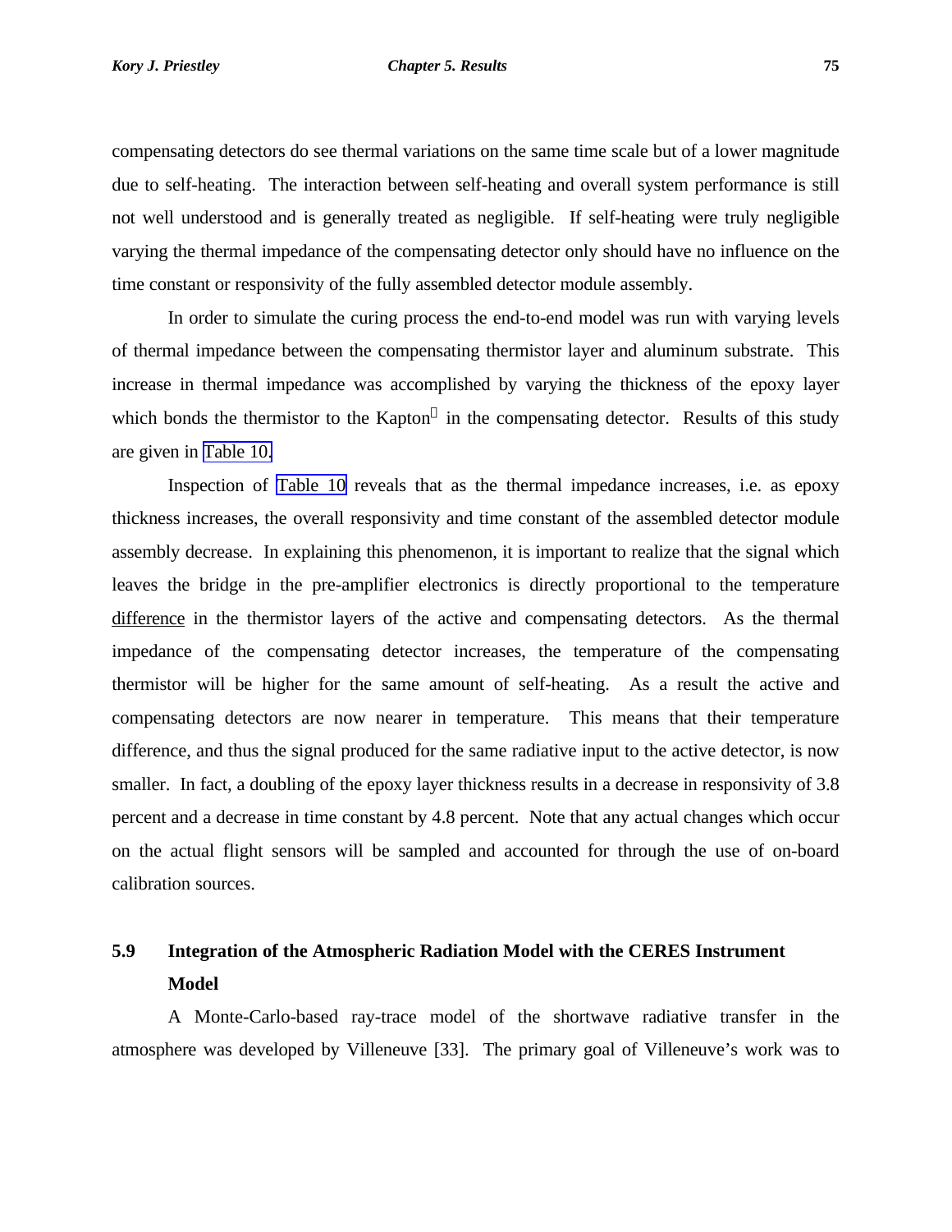compensating detectors do see thermal variations on the same time scale but of a lower magnitude due to self-heating. The interaction between self-heating and overall system performance is still not well understood and is generally treated as negligible. If self-heating were truly negligible varying the thermal impedance of the compensating detector only should have no influence on the time constant or responsivity of the fully assembled detector module assembly.

In order to simulate the curing process the end-to-end model was run with varying levels of thermal impedance between the compensating thermistor layer and aluminum substrate. This increase in thermal impedance was accomplished by varying the thickness of the epoxy layer which bonds the thermistor to the Kapton® in the compensating detector. Results of this study are given in Table 10.

Inspection of Table 10 reveals that as the thermal impedance increases, i.e. as epoxy thickness increases, the overall responsivity and time constant of the assembled detector module assembly decrease. In explaining this phenomenon, it is important to realize that the signal which leaves the bridge in the pre-amplifier electronics is directly proportional to the temperature <u>difference</u> in the thermistor layers of the active and compensating detectors. As the thermal impedance of the compensating detector increases, the temperature of the compensating thermistor will be higher for the same amount of self-heating. As a result the active and compensating detectors are now nearer in temperature. This means that their temperature difference, and thus the signal produced for the same radiative input to the active detector, is now smaller. In fact, a doubling of the epoxy layer thickness results in a decrease in responsivity of 3.8 percent and a decrease in time constant by 4.8 percent. Note that any actual changes which occur on the actual flight sensors will be sampled and accounted for through the use of on-board calibration sources.

## 5.9 Integration of the Atmospheric Radiation Model with the CERES Instrument Model

A Monte-Carlo-based ray-trace model of the shortwave radiative transfer in the atmosphere was developed by Villeneuve [33]. The primary goal of Villeneuve's work was to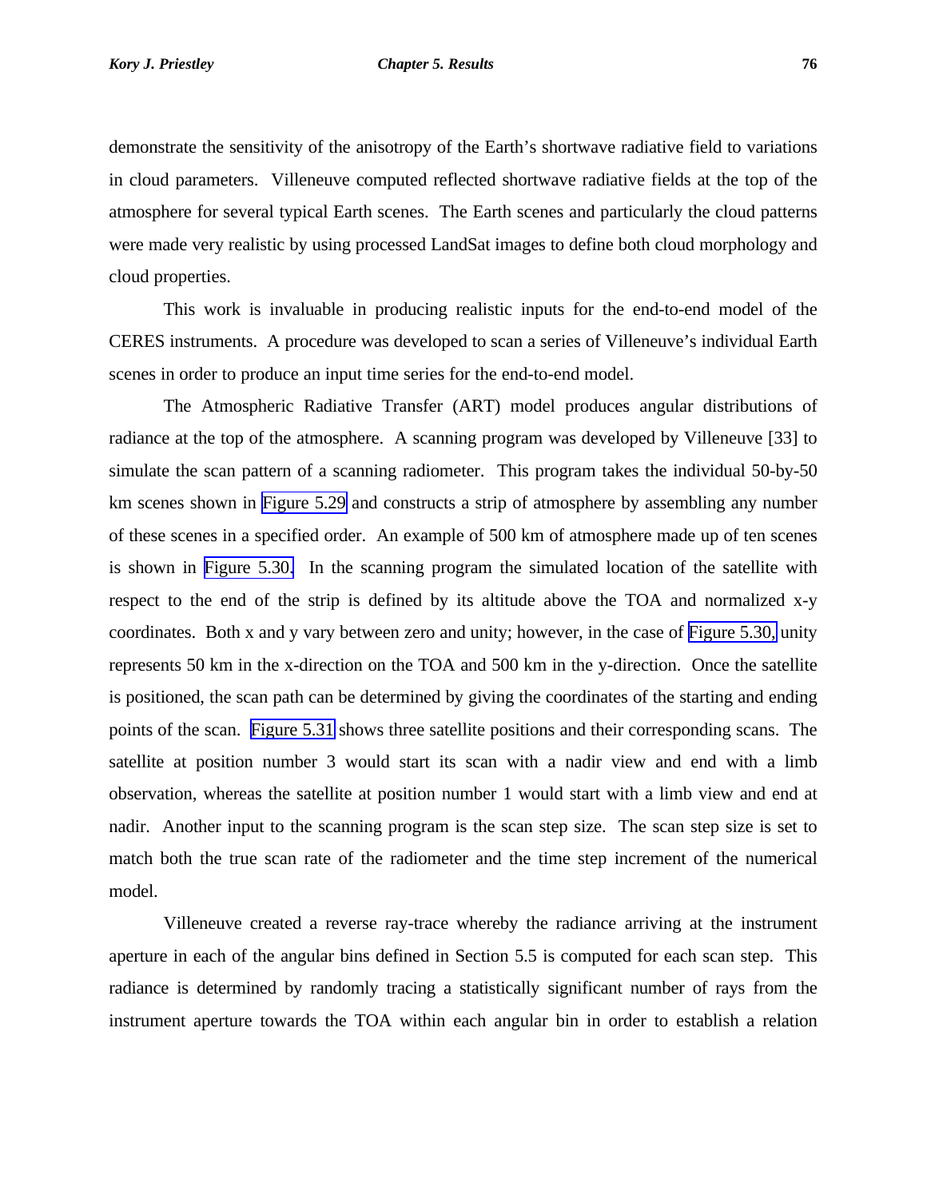demonstrate the sensitivity of the anisotropy of the Earth's shortwave radiative field to variations in cloud parameters. Villeneuve computed reflected shortwave radiative fields at the top of the atmosphere for several typical Earth scenes. The Earth scenes and particularly the cloud patterns were made very realistic by using processed LandSat images to define both cloud morphology and cloud properties.

This work is invaluable in producing realistic inputs for the end-to-end model of the CERES instruments. A procedure was developed to scan a series of Villeneuve's individual Earth scenes in order to produce an input time series for the end-to-end model.

The Atmospheric Radiative Transfer (ART) model produces angular distributions of radiance at the top of the atmosphere. A scanning program was developed by Villeneuve [33] to simulate the scan pattern of a scanning radiometer. This program takes the individual 50-by-50 km scenes shown in Figure 5.29 and constructs a strip of atmosphere by assembling any number of these scenes in a specified order. An example of 500 km of atmosphere made up of ten scenes is shown in Figure 5.30. In the scanning program the simulated location of the satellite with respect to the end of the strip is defined by its altitude above the TOA and normalized x-y coordinates. Both x and y vary between zero and unity; however, in the case of Figure 5.30, unity represents 50 km in the x-direction on the TOA and 500 km in the y-direction. Once the satellite is positioned, the scan path can be determined by giving the coordinates of the starting and ending points of the scan. Figure 5.31 shows three satellite positions and their corresponding scans. The satellite at position number 3 would start its scan with a nadir view and end with a limb observation, whereas the satellite at position number 1 would start with a limb view and end at nadir. Another input to the scanning program is the scan step size. The scan step size is set to match both the true scan rate of the radiometer and the time step increment of the numerical model.

Villeneuve created a reverse ray-trace whereby the radiance arriving at the instrument aperture in each of the angular bins defined in Section 5.5 is computed for each scan step. This radiance is determined by randomly tracing a statistically significant number of rays from the instrument aperture towards the TOA within each angular bin in order to establish a relation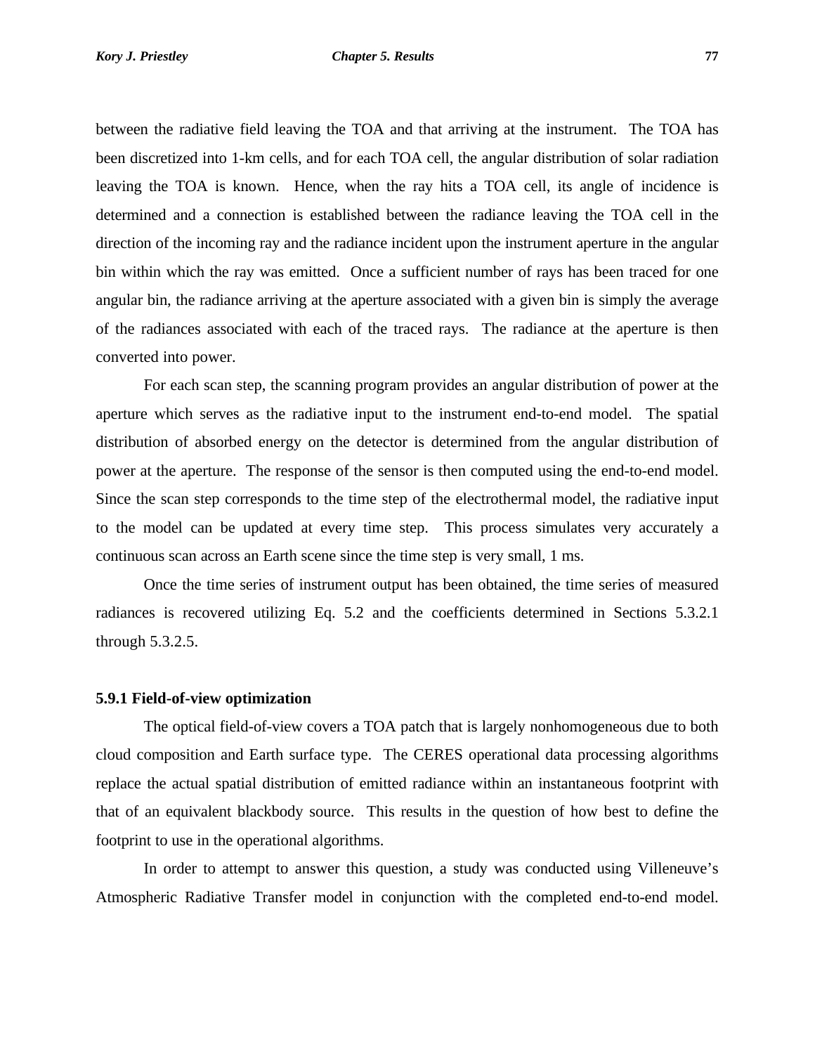between the radiative field leaving the TOA and that arriving at the instrument.  The TOA has been discretized into 1-km cells, and for each TOA cell, the angular distribution of solar radiation leaving the TOA is known.  Hence, when the ray hits a TOA cell, its angle of incidence is determined and a connection is established between the radiance leaving the TOA cell in the direction of the incoming ray and the radiance incident upon the instrument aperture in the angular bin within which the ray was emitted.  Once a sufficient number of rays has been traced for one angular bin, the radiance arriving at the aperture associated with a given bin is simply the average of the radiances associated with each of the traced rays.  The radiance at the aperture is then converted into power.

For each scan step, the scanning program provides an angular distribution of power at the aperture which serves as the radiative input to the instrument end-to-end model.  The spatial distribution of absorbed energy on the detector is determined from the angular distribution of power at the aperture.  The response of the sensor is then computed using the end-to-end model.  Since the scan step corresponds to the time step of the electrothermal model, the radiative input to the model can be updated at every time step.  This process simulates very accurately a continuous scan across an Earth scene since the time step is very small, 1 ms.

Once the time series of instrument output has been obtained, the time series of measured radiances is recovered utilizing Eq. 5.2 and the coefficients determined in Sections 5.3.2.1 through 5.3.2.5.

### 5.9.1 Field-of-view optimization

The optical field-of-view covers a TOA patch that is largely nonhomogeneous due to both cloud composition and Earth surface type.  The CERES operational data processing algorithms replace the actual spatial distribution of emitted radiance within an instantaneous footprint with that of an equivalent blackbody source.  This results in the question of how best to define the footprint to use in the operational algorithms.

In order to attempt to answer this question, a study was conducted using Villeneuve's Atmospheric Radiative Transfer model in conjunction with the completed end-to-end model.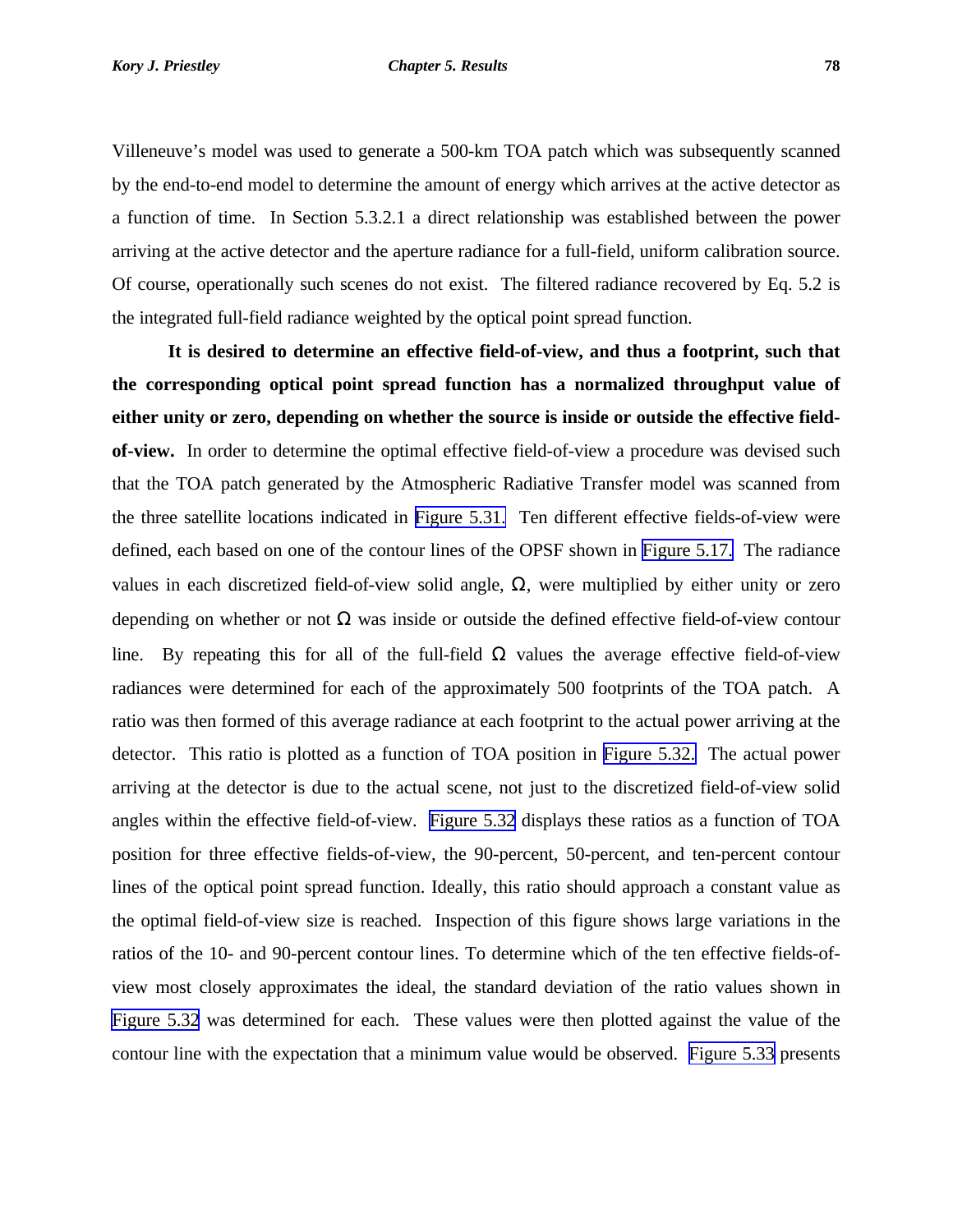Villeneuve's model was used to generate a 500-km TOA patch which was subsequently scanned by the end-to-end model to determine the amount of energy which arrives at the active detector as a function of time. In Section 5.3.2.1 a direct relationship was established between the power arriving at the active detector and the aperture radiance for a full-field, uniform calibration source. Of course, operationally such scenes do not exist. The filtered radiance recovered by Eq. 5.2 is the integrated full-field radiance weighted by the optical point spread function.

**It is desired to determine an effective field-of-view, and thus a footprint, such that the corresponding optical point spread function has a normalized throughput value of either unity or zero, depending on whether the source is inside or outside the effective field-of-view.** In order to determine the optimal effective field-of-view a procedure was devised such that the TOA patch generated by the Atmospheric Radiative Transfer model was scanned from the three satellite locations indicated in Figure 5.31. Ten different effective fields-of-view were defined, each based on one of the contour lines of the OPSF shown in Figure 5.17. The radiance values in each discretized field-of-view solid angle, $\Omega$, were multiplied by either unity or zero depending on whether or not $\Omega$ was inside or outside the defined effective field-of-view contour line. By repeating this for all of the full-field $\Omega$ values the average effective field-of-view radiances were determined for each of the approximately 500 footprints of the TOA patch. A ratio was then formed of this average radiance at each footprint to the actual power arriving at the detector. This ratio is plotted as a function of TOA position in Figure 5.32. The actual power arriving at the detector is due to the actual scene, not just to the discretized field-of-view solid angles within the effective field-of-view. Figure 5.32 displays these ratios as a function of TOA position for three effective fields-of-view, the 90-percent, 50-percent, and ten-percent contour lines of the optical point spread function. Ideally, this ratio should approach a constant value as the optimal field-of-view size is reached. Inspection of this figure shows large variations in the ratios of the 10- and 90-percent contour lines. To determine which of the ten effective fields-of-view most closely approximates the ideal, the standard deviation of the ratio values shown in Figure 5.32 was determined for each. These values were then plotted against the value of the contour line with the expectation that a minimum value would be observed. Figure 5.33 presents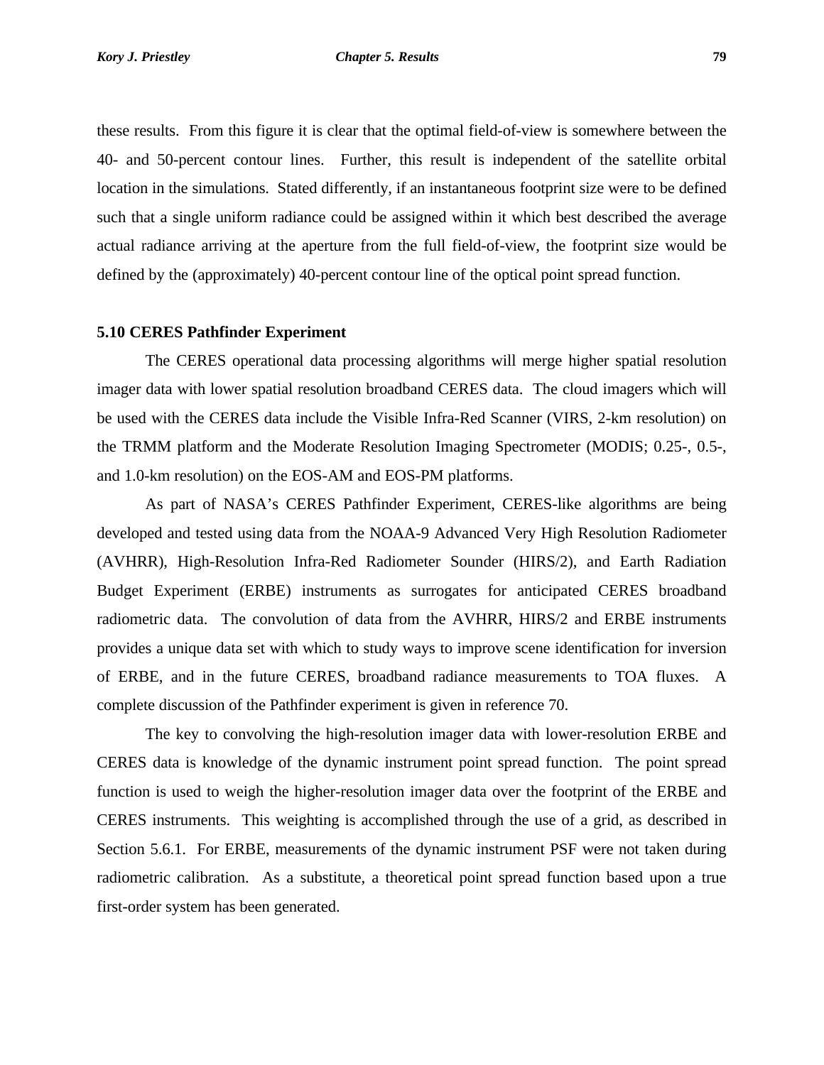these results. From this figure it is clear that the optimal field-of-view is somewhere between the 40- and 50-percent contour lines. Further, this result is independent of the satellite orbital location in the simulations. Stated differently, if an instantaneous footprint size were to be defined such that a single uniform radiance could be assigned within it which best described the average actual radiance arriving at the aperture from the full field-of-view, the footprint size would be defined by the (approximately) 40-percent contour line of the optical point spread function.

## 5.10 CERES Pathfinder Experiment

The CERES operational data processing algorithms will merge higher spatial resolution imager data with lower spatial resolution broadband CERES data. The cloud imagers which will be used with the CERES data include the Visible Infra-Red Scanner (VIRS, 2-km resolution) on the TRMM platform and the Moderate Resolution Imaging Spectrometer (MODIS; 0.25-, 0.5-, and 1.0-km resolution) on the EOS-AM and EOS-PM platforms.

As part of NASA's CERES Pathfinder Experiment, CERES-like algorithms are being developed and tested using data from the NOAA-9 Advanced Very High Resolution Radiometer (AVHRR), High-Resolution Infra-Red Radiometer Sounder (HIRS/2), and Earth Radiation Budget Experiment (ERBE) instruments as surrogates for anticipated CERES broadband radiometric data. The convolution of data from the AVHRR, HIRS/2 and ERBE instruments provides a unique data set with which to study ways to improve scene identification for inversion of ERBE, and in the future CERES, broadband radiance measurements to TOA fluxes. A complete discussion of the Pathfinder experiment is given in reference 70.

The key to convolving the high-resolution imager data with lower-resolution ERBE and CERES data is knowledge of the dynamic instrument point spread function. The point spread function is used to weigh the higher-resolution imager data over the footprint of the ERBE and CERES instruments. This weighting is accomplished through the use of a grid, as described in Section 5.6.1. For ERBE, measurements of the dynamic instrument PSF were not taken during radiometric calibration. As a substitute, a theoretical point spread function based upon a true first-order system has been generated.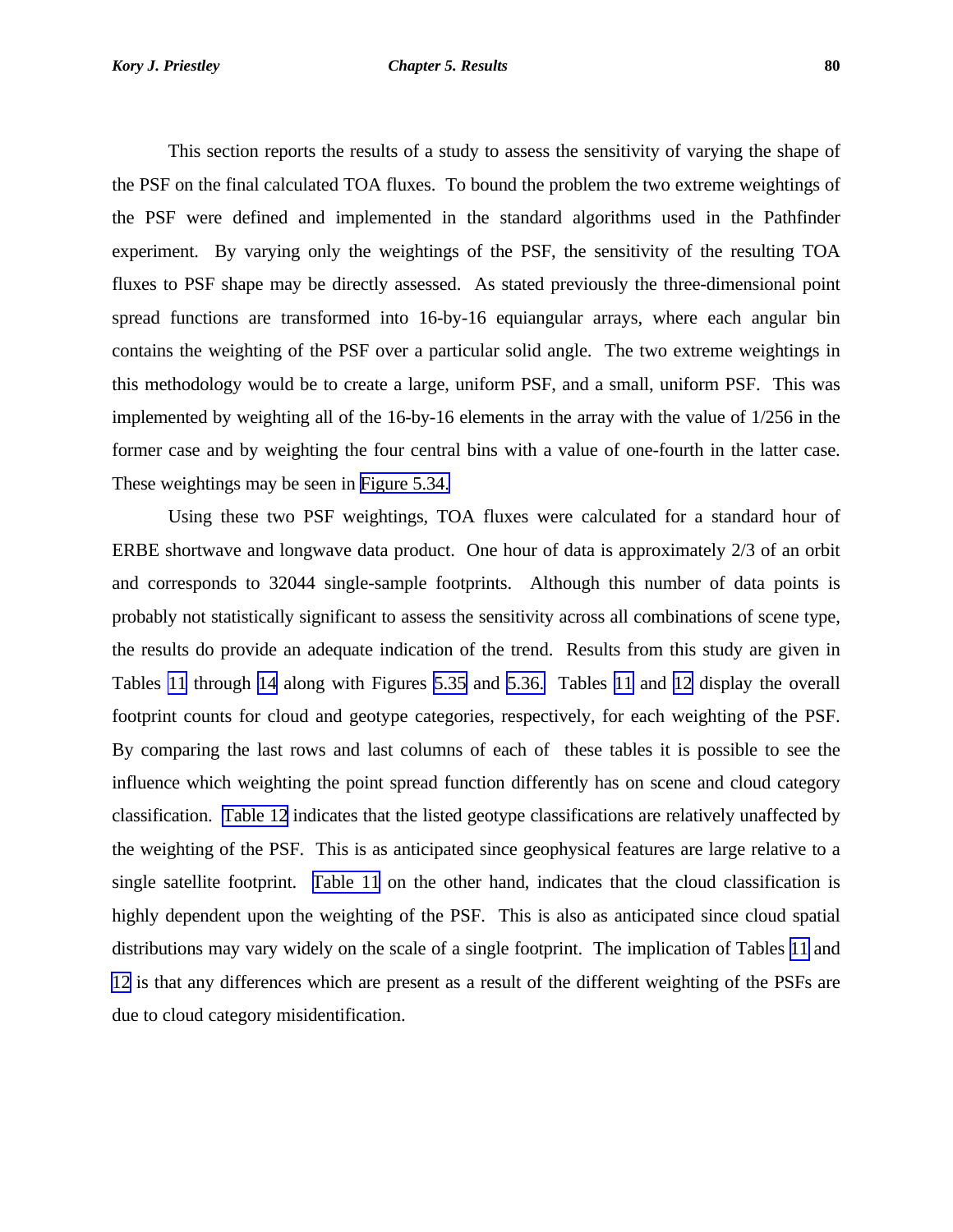This section reports the results of a study to assess the sensitivity of varying the shape of the PSF on the final calculated TOA fluxes. To bound the problem the two extreme weightings of the PSF were defined and implemented in the standard algorithms used in the Pathfinder experiment. By varying only the weightings of the PSF, the sensitivity of the resulting TOA fluxes to PSF shape may be directly assessed. As stated previously the three-dimensional point spread functions are transformed into 16-by-16 equiangular arrays, where each angular bin contains the weighting of the PSF over a particular solid angle. The two extreme weightings in this methodology would be to create a large, uniform PSF, and a small, uniform PSF. This was implemented by weighting all of the 16-by-16 elements in the array with the value of 1/256 in the former case and by weighting the four central bins with a value of one-fourth in the latter case. These weightings may be seen in Figure 5.34.

Using these two PSF weightings, TOA fluxes were calculated for a standard hour of ERBE shortwave and longwave data product. One hour of data is approximately 2/3 of an orbit and corresponds to 32044 single-sample footprints. Although this number of data points is probably not statistically significant to assess the sensitivity across all combinations of scene type, the results do provide an adequate indication of the trend. Results from this study are given in Tables 11 through 14 along with Figures 5.35 and 5.36. Tables 11 and 12 display the overall footprint counts for cloud and geotype categories, respectively, for each weighting of the PSF. By comparing the last rows and last columns of each of these tables it is possible to see the influence which weighting the point spread function differently has on scene and cloud category classification. Table 12 indicates that the listed geotype classifications are relatively unaffected by the weighting of the PSF. This is as anticipated since geophysical features are large relative to a single satellite footprint. Table 11 on the other hand, indicates that the cloud classification is highly dependent upon the weighting of the PSF. This is also as anticipated since cloud spatial distributions may vary widely on the scale of a single footprint. The implication of Tables 11 and 12 is that any differences which are present as a result of the different weighting of the PSFs are due to cloud category misidentification.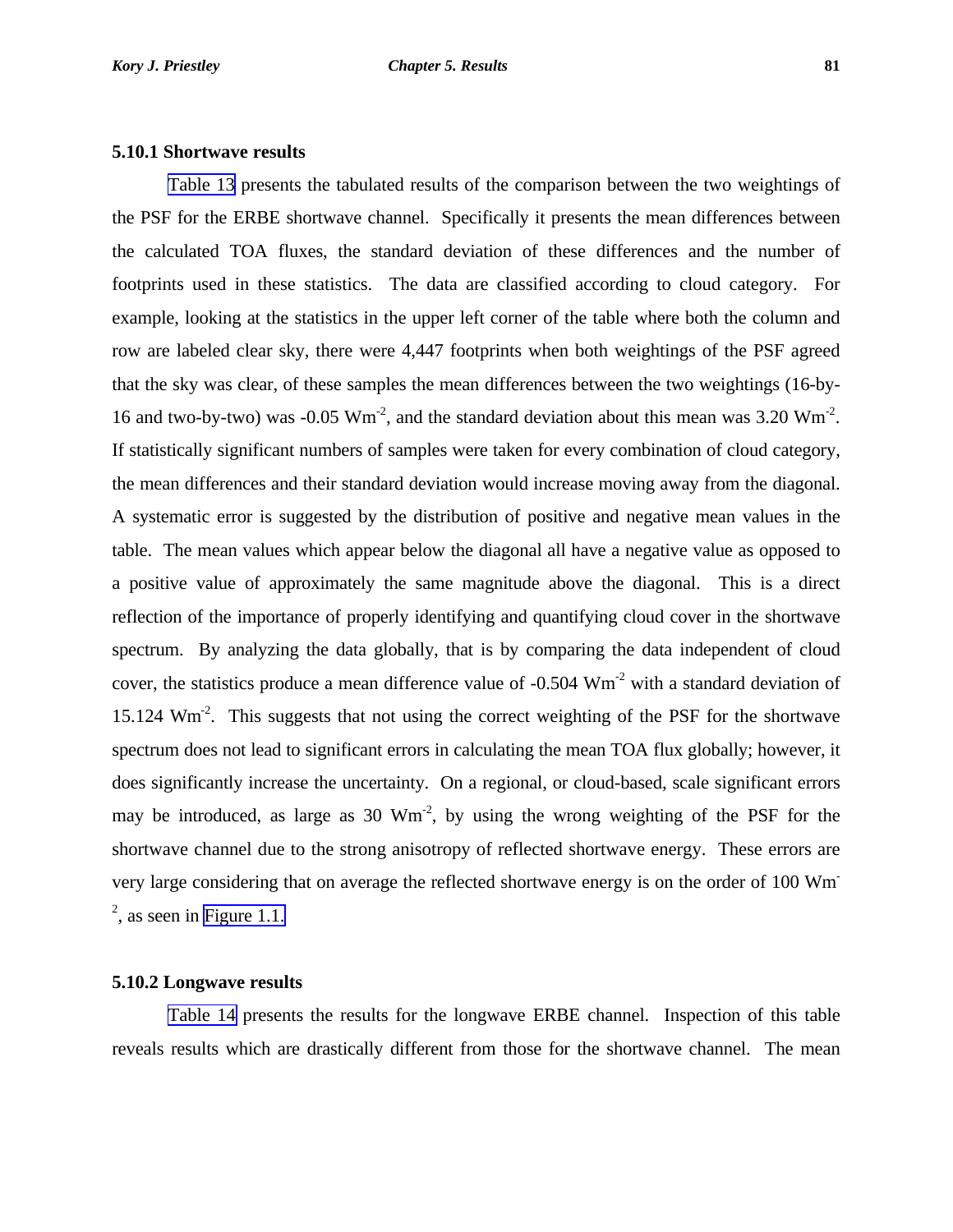### 5.10.1 Shortwave results

Table 13 presents the tabulated results of the comparison between the two weightings of the PSF for the ERBE shortwave channel. Specifically it presents the mean differences between the calculated TOA fluxes, the standard deviation of these differences and the number of footprints used in these statistics. The data are classified according to cloud category. For example, looking at the statistics in the upper left corner of the table where both the column and row are labeled clear sky, there were 4,447 footprints when both weightings of the PSF agreed that the sky was clear, of these samples the mean differences between the two weightings (16-by-16 and two-by-two) was -0.05 $Wm^{-2}$, and the standard deviation about this mean was 3.20 $Wm^{-2}$. If statistically significant numbers of samples were taken for every combination of cloud category, the mean differences and their standard deviation would increase moving away from the diagonal. A systematic error is suggested by the distribution of positive and negative mean values in the table. The mean values which appear below the diagonal all have a negative value as opposed to a positive value of approximately the same magnitude above the diagonal. This is a direct reflection of the importance of properly identifying and quantifying cloud cover in the shortwave spectrum. By analyzing the data globally, that is by comparing the data independent of cloud cover, the statistics produce a mean difference value of -0.504 $Wm^{-2}$ with a standard deviation of 15.124 $Wm^{-2}$. This suggests that not using the correct weighting of the PSF for the shortwave spectrum does not lead to significant errors in calculating the mean TOA flux globally; however, it does significantly increase the uncertainty. On a regional, or cloud-based, scale significant errors may be introduced, as large as 30 $Wm^{-2}$, by using the wrong weighting of the PSF for the shortwave channel due to the strong anisotropy of reflected shortwave energy. These errors are very large considering that on average the reflected shortwave energy is on the order of 100 $Wm^{-2}$, as seen in Figure 1.1.

### 5.10.2 Longwave results

Table 14 presents the results for the longwave ERBE channel. Inspection of this table reveals results which are drastically different from those for the shortwave channel. The mean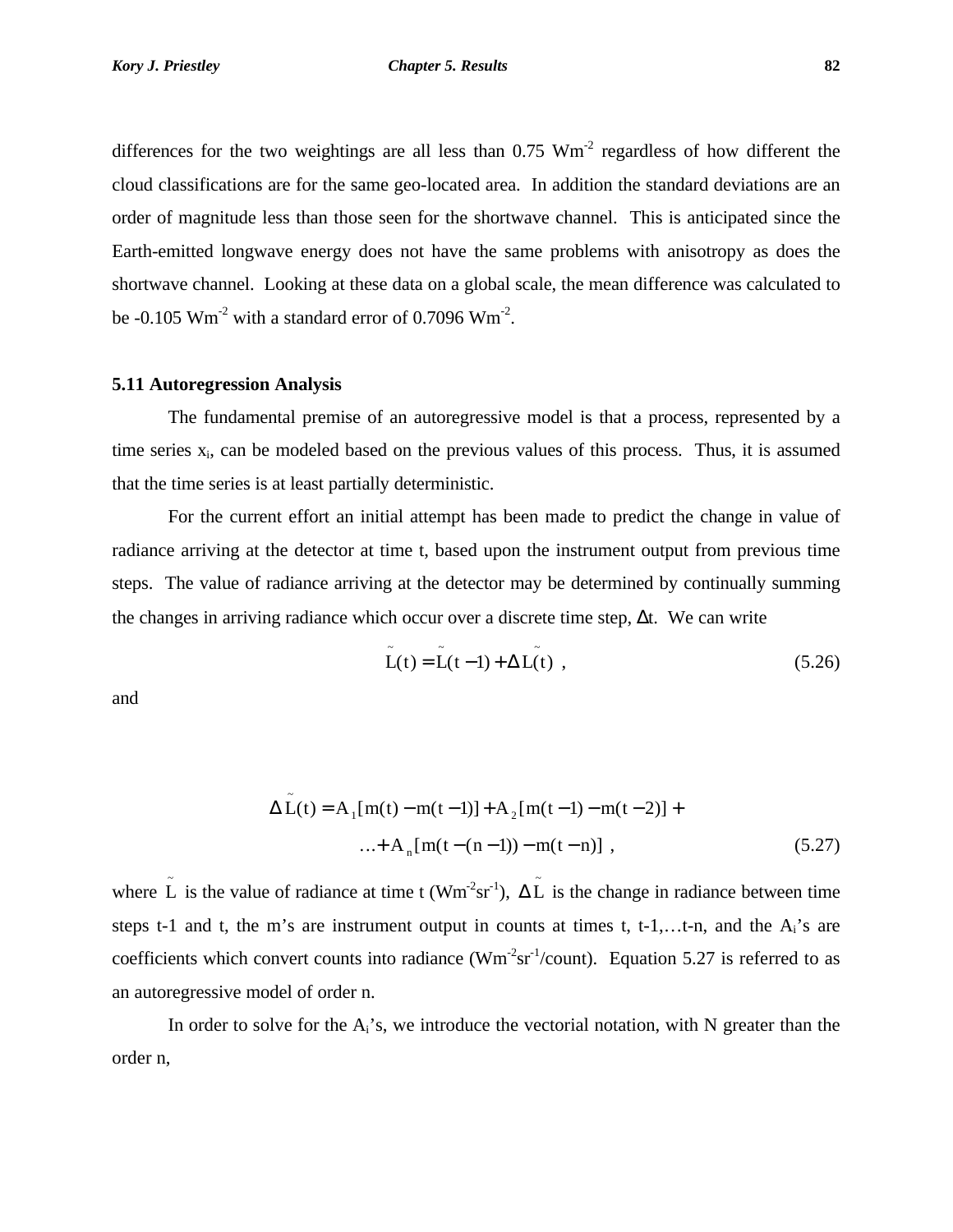differences for the two weightings are all less than 0.75 $Wm^{-2}$ regardless of how different the cloud classifications are for the same geo-located area. In addition the standard deviations are an order of magnitude less than those seen for the shortwave channel. This is anticipated since the Earth-emitted longwave energy does not have the same problems with anisotropy as does the shortwave channel. Looking at these data on a global scale, the mean difference was calculated to be -0.105 $Wm^{-2}$ with a standard error of 0.7096 $Wm^{-2}$.

### 5.11 Autoregression Analysis

The fundamental premise of an autoregressive model is that a process, represented by a time series $x_i$, can be modeled based on the previous values of this process. Thus, it is assumed that the time series is at least partially deterministic.

For the current effort an initial attempt has been made to predict the change in value of radiance arriving at the detector at time t, based upon the instrument output from previous time steps. The value of radiance arriving at the detector may be determined by continually summing the changes in arriving radiance which occur over a discrete time step, $\Delta t$. We can write

$$\tilde{L}(t) = \tilde{L}(t-1) + \Delta\tilde{L}(t) \ , \tag{5.26}$$

and

$$\begin{aligned} \Delta\tilde{L}(t) = A_1[m(t) - m(t-1)] + A_2[m(t-1) - m(t-2)] + \\ \ldots + A_n[m(t-(n-1)) - m(t-n)] \ , \end{aligned} \tag{5.27}$$

where $\tilde{L}$ is the value of radiance at time t ($Wm^{-2}sr^{-1}$), $\Delta\tilde{L}$ is the change in radiance between time steps t-1 and t, the m's are instrument output in counts at times t, t-1,…t-n, and the $A_i$'s are coefficients which convert counts into radiance ($Wm^{-2}sr^{-1}$/count). Equation 5.27 is referred to as an autoregressive model of order n.

In order to solve for the $A_i$'s, we introduce the vectorial notation, with N greater than the order n,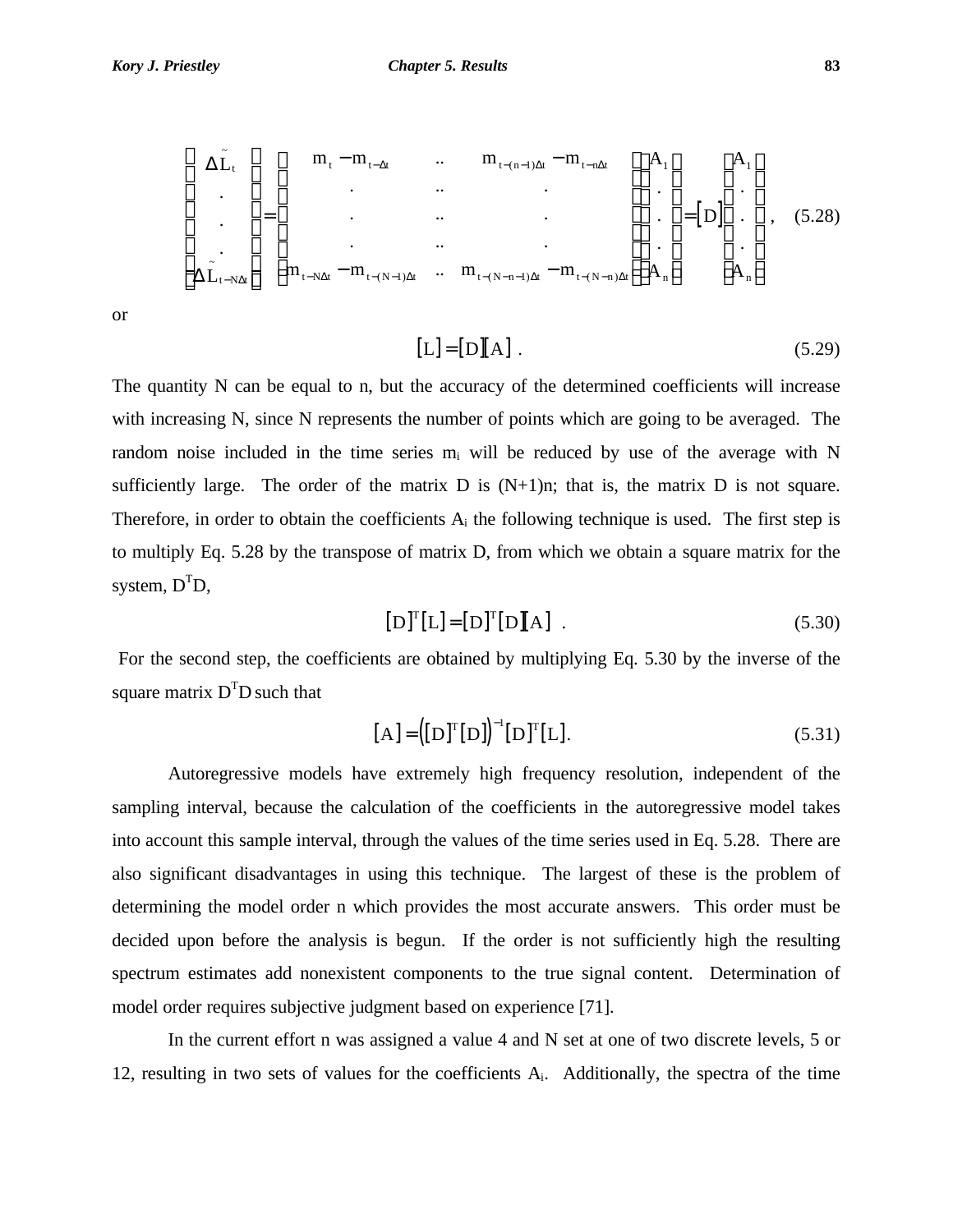$$
\begin{bmatrix} \Delta \tilde{L}_t \\ . \\ . \\ . \\ \Delta \tilde{L}_{t-N\Delta t} \end{bmatrix} = \begin{bmatrix} m_t - m_{t-\Delta t} & .. & m_{t-(n-1)\Delta t} - m_{t-n\Delta t} \\ . & .. & . \\ . & .. & . \\ . & .. & . \\ m_{t-N\Delta t} - m_{t-(N-1)\Delta t} & .. & m_{t-(N-n-1)\Delta t} - m_{t-(N-n)\Delta t} \end{bmatrix} \begin{bmatrix} A_1 \\ . \\ . \\ . \\ A_n \end{bmatrix} = \left[ D \right] \begin{bmatrix} A_1 \\ . \\ . \\ . \\ A_n \end{bmatrix} , \quad (5.28)
$$

or

$$
[L] = [D][A] \; . \quad (5.29)
$$

The quantity N can be equal to n, but the accuracy of the determined coefficients will increase with increasing N, since N represents the number of points which are going to be averaged. The random noise included in the time series $m_i$ will be reduced by use of the average with N sufficiently large. The order of the matrix D is (N+1)n; that is, the matrix D is not square. Therefore, in order to obtain the coefficients $A_i$ the following technique is used. The first step is to multiply Eq. 5.28 by the transpose of matrix D, from which we obtain a square matrix for the system, $D^T D$,

$$
[D]^T [L] = [D]^T [D][A] \; . \quad (5.30)
$$

For the second step, the coefficients are obtained by multiplying Eq. 5.30 by the inverse of the square matrix $D^T D$ such that

$$
[A] = \left( [D]^T [D] \right)^{-1} [D]^T [L]. \quad (5.31)
$$

Autoregressive models have extremely high frequency resolution, independent of the sampling interval, because the calculation of the coefficients in the autoregressive model takes into account this sample interval, through the values of the time series used in Eq. 5.28. There are also significant disadvantages in using this technique. The largest of these is the problem of determining the model order n which provides the most accurate answers. This order must be decided upon before the analysis is begun. If the order is not sufficiently high the resulting spectrum estimates add nonexistent components to the true signal content. Determination of model order requires subjective judgment based on experience [71].

In the current effort n was assigned a value 4 and N set at one of two discrete levels, 5 or 12, resulting in two sets of values for the coefficients $A_i$. Additionally, the spectra of the time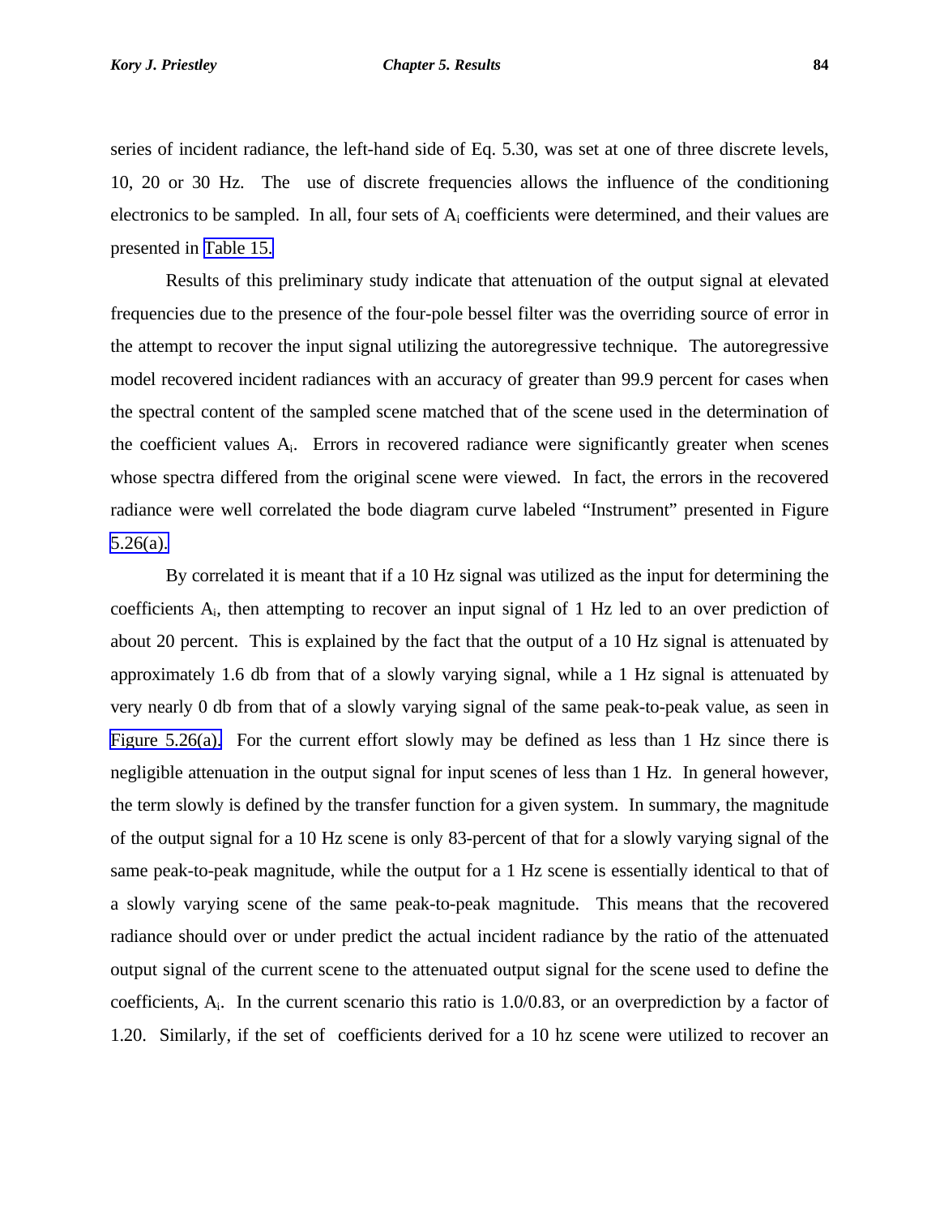series of incident radiance, the left-hand side of Eq. 5.30, was set at one of three discrete levels, 10, 20 or 30 Hz. The use of discrete frequencies allows the influence of the conditioning electronics to be sampled. In all, four sets of $A_i$ coefficients were determined, and their values are presented in Table 15.

Results of this preliminary study indicate that attenuation of the output signal at elevated frequencies due to the presence of the four-pole bessel filter was the overriding source of error in the attempt to recover the input signal utilizing the autoregressive technique. The autoregressive model recovered incident radiances with an accuracy of greater than 99.9 percent for cases when the spectral content of the sampled scene matched that of the scene used in the determination of the coefficient values $A_i$. Errors in recovered radiance were significantly greater when scenes whose spectra differed from the original scene were viewed. In fact, the errors in the recovered radiance were well correlated the bode diagram curve labeled "Instrument" presented in Figure 5.26(a).

By correlated it is meant that if a 10 Hz signal was utilized as the input for determining the coefficients $A_i$, then attempting to recover an input signal of 1 Hz led to an over prediction of about 20 percent. This is explained by the fact that the output of a 10 Hz signal is attenuated by approximately 1.6 db from that of a slowly varying signal, while a 1 Hz signal is attenuated by very nearly 0 db from that of a slowly varying signal of the same peak-to-peak value, as seen in Figure 5.26(a). For the current effort slowly may be defined as less than 1 Hz since there is negligible attenuation in the output signal for input scenes of less than 1 Hz. In general however, the term slowly is defined by the transfer function for a given system. In summary, the magnitude of the output signal for a 10 Hz scene is only 83-percent of that for a slowly varying signal of the same peak-to-peak magnitude, while the output for a 1 Hz scene is essentially identical to that of a slowly varying scene of the same peak-to-peak magnitude. This means that the recovered radiance should over or under predict the actual incident radiance by the ratio of the attenuated output signal of the current scene to the attenuated output signal for the scene used to define the coefficients, $A_i$. In the current scenario this ratio is 1.0/0.83, or an overprediction by a factor of 1.20. Similarly, if the set of coefficients derived for a 10 hz scene were utilized to recover an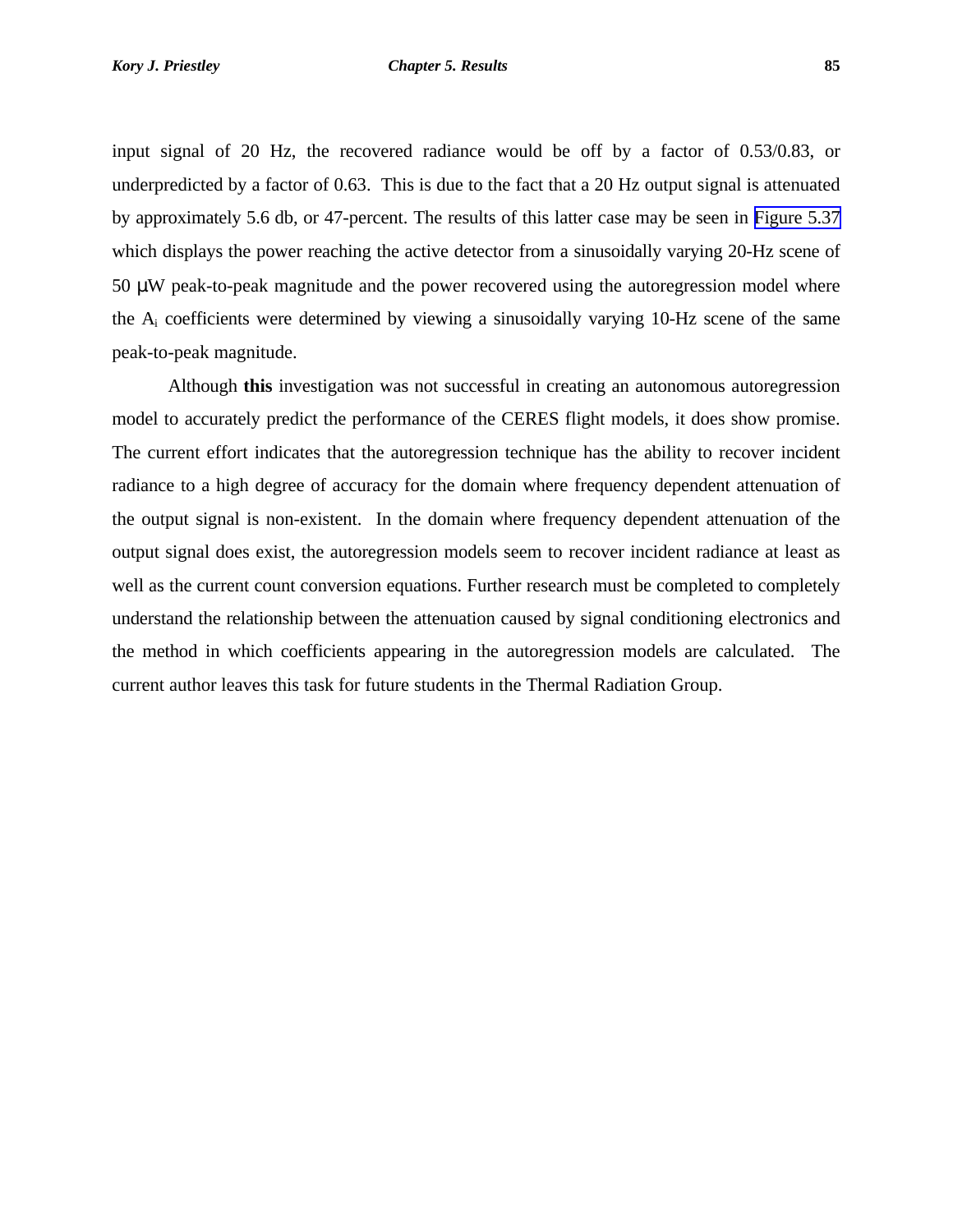input signal of 20 Hz, the recovered radiance would be off by a factor of 0.53/0.83, or underpredicted by a factor of 0.63. This is due to the fact that a 20 Hz output signal is attenuated by approximately 5.6 db, or 47-percent. The results of this latter case may be seen in Figure 5.37 which displays the power reaching the active detector from a sinusoidally varying 20-Hz scene of 50 μW peak-to-peak magnitude and the power recovered using the autoregression model where the $A_i$ coefficients were determined by viewing a sinusoidally varying 10-Hz scene of the same peak-to-peak magnitude.

Although **this** investigation was not successful in creating an autonomous autoregression model to accurately predict the performance of the CERES flight models, it does show promise. The current effort indicates that the autoregression technique has the ability to recover incident radiance to a high degree of accuracy for the domain where frequency dependent attenuation of the output signal is non-existent. In the domain where frequency dependent attenuation of the output signal does exist, the autoregression models seem to recover incident radiance at least as well as the current count conversion equations. Further research must be completed to completely understand the relationship between the attenuation caused by signal conditioning electronics and the method in which coefficients appearing in the autoregression models are calculated. The current author leaves this task for future students in the Thermal Radiation Group.